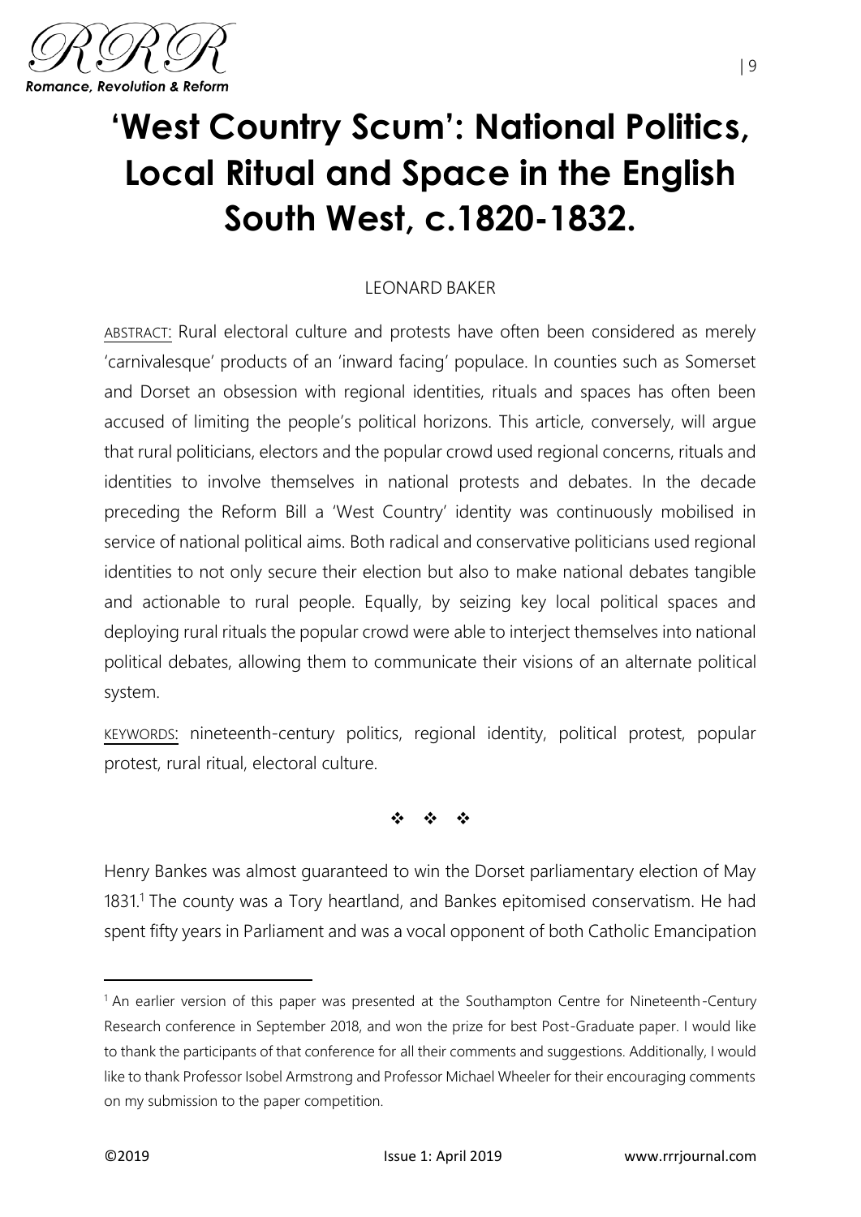# 'West Country Scum': National Politics, Local Ritual and Space in the English South West, c.1820-1832.

LEONARD BAKER

ABSTRACT: Rural electoral culture and protests have often been considered as merely 'carnivalesque' products of an 'inward facing' populace. In counties such as Somerset and Dorset an obsession with regional identities, rituals and spaces has often been accused of limiting the people's political horizons. This article, conversely, will argue that rural politicians, electors and the popular crowd used regional concerns, rituals and identities to involve themselves in national protests and debates. In the decade preceding the Reform Bill a 'West Country' identity was continuously mobilised in service of national political aims. Both radical and conservative politicians used regional identities to not only secure their election but also to make national debates tangible and actionable to rural people. Equally, by seizing key local political spaces and deploying rural rituals the popular crowd were able to interject themselves into national political debates, allowing them to communicate their visions of an alternate political system.

KEYWORDS: nineteenth-century politics, regional identity, political protest, popular protest, rural ritual, electoral culture.

❖ ❖ ❖

Henry Bankes was almost guaranteed to win the Dorset parliamentary election of May 1831.[1] The county was a Tory heartland, and Bankes epitomised conservatism. He had spent fifty years in Parliament and was a vocal opponent of both Catholic Emancipation

[1] An earlier version of this paper was presented at the Southampton Centre for Nineteenth-Century Research conference in September 2018, and won the prize for best Post-Graduate paper. I would like to thank the participants of that conference for all their comments and suggestions. Additionally, I would like to thank Professor Isobel Armstrong and Professor Michael Wheeler for their encouraging comments on my submission to the paper competition.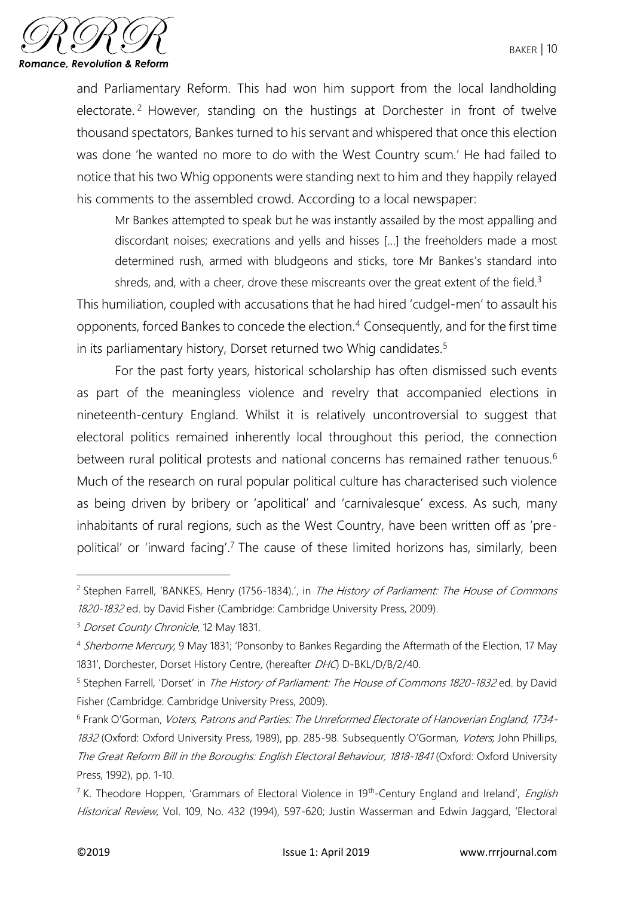and Parliamentary Reform. This had won him support from the local landholding electorate.[2] However, standing on the hustings at Dorchester in front of twelve thousand spectators, Bankes turned to his servant and whispered that once this election was done 'he wanted no more to do with the West Country scum.' He had failed to notice that his two Whig opponents were standing next to him and they happily relayed his comments to the assembled crowd. According to a local newspaper:

> Mr Bankes attempted to speak but he was instantly assailed by the most appalling and discordant noises; execrations and yells and hisses [...] the freeholders made a most determined rush, armed with bludgeons and sticks, tore Mr Bankes's standard into shreds, and, with a cheer, drove these miscreants over the great extent of the field.[3]

This humiliation, coupled with accusations that he had hired 'cudgel-men' to assault his opponents, forced Bankes to concede the election.[4] Consequently, and for the first time in its parliamentary history, Dorset returned two Whig candidates.[5]

For the past forty years, historical scholarship has often dismissed such events as part of the meaningless violence and revelry that accompanied elections in nineteenth-century England. Whilst it is relatively uncontroversial to suggest that electoral politics remained inherently local throughout this period, the connection between rural political protests and national concerns has remained rather tenuous.[6] Much of the research on rural popular political culture has characterised such violence as being driven by bribery or 'apolitical' and 'carnivalesque' excess. As such, many inhabitants of rural regions, such as the West Country, have been written off as 'pre-political' or 'inward facing'.[7] The cause of these limited horizons has, similarly, been

---

[2] Stephen Farrell, 'BANKES, Henry (1756-1834).', in *The History of Parliament: The House of Commons 1820-1832* ed. by David Fisher (Cambridge: Cambridge University Press, 2009).

[3] *Dorset County Chronicle*, 12 May 1831.

[4] *Sherborne Mercury*, 9 May 1831; 'Ponsonby to Bankes Regarding the Aftermath of the Election, 17 May 1831', Dorchester, Dorset History Centre, (hereafter *DHC*) D-BKL/D/B/2/40.

[5] Stephen Farrell, 'Dorset' in *The History of Parliament: The House of Commons 1820-1832* ed. by David Fisher (Cambridge: Cambridge University Press, 2009).

[6] Frank O'Gorman, *Voters, Patrons and Parties: The Unreformed Electorate of Hanoverian England, 1734-1832* (Oxford: Oxford University Press, 1989), pp. 285-98. Subsequently O'Gorman, *Voters*; John Phillips, *The Great Reform Bill in the Boroughs: English Electoral Behaviour, 1818-1841* (Oxford: Oxford University Press, 1992), pp. 1-10.

[7] K. Theodore Hoppen, 'Grammars of Electoral Violence in 19th-Century England and Ireland', *English Historical Review*, Vol. 109, No. 432 (1994), 597-620; Justin Wasserman and Edwin Jaggard, 'Electoral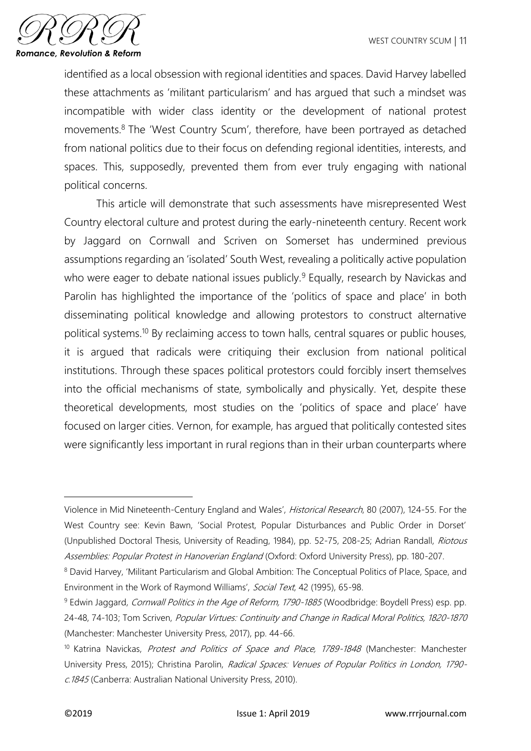identified as a local obsession with regional identities and spaces. David Harvey labelled these attachments as 'militant particularism' and has argued that such a mindset was incompatible with wider class identity or the development of national protest movements.[8] The 'West Country Scum', therefore, have been portrayed as detached from national politics due to their focus on defending regional identities, interests, and spaces. This, supposedly, prevented them from ever truly engaging with national political concerns.

This article will demonstrate that such assessments have misrepresented West Country electoral culture and protest during the early-nineteenth century. Recent work by Jaggard on Cornwall and Scriven on Somerset has undermined previous assumptions regarding an 'isolated' South West, revealing a politically active population who were eager to debate national issues publicly.[9] Equally, research by Navickas and Parolin has highlighted the importance of the 'politics of space and place' in both disseminating political knowledge and allowing protestors to construct alternative political systems.[10] By reclaiming access to town halls, central squares or public houses, it is argued that radicals were critiquing their exclusion from national political institutions. Through these spaces political protestors could forcibly insert themselves into the official mechanisms of state, symbolically and physically. Yet, despite these theoretical developments, most studies on the 'politics of space and place' have focused on larger cities. Vernon, for example, has argued that politically contested sites were significantly less important in rural regions than in their urban counterparts where

---

Violence in Mid Nineteenth-Century England and Wales', *Historical Research*, 80 (2007), 124-55. For the West Country see: Kevin Bawn, 'Social Protest, Popular Disturbances and Public Order in Dorset' (Unpublished Doctoral Thesis, University of Reading, 1984), pp. 52-75, 208-25; Adrian Randall, *Riotous Assemblies: Popular Protest in Hanoverian England* (Oxford: Oxford University Press), pp. 180-207.

[8] David Harvey, 'Militant Particularism and Global Ambition: The Conceptual Politics of Place, Space, and Environment in the Work of Raymond Williams', *Social Text*, 42 (1995), 65-98.

[9] Edwin Jaggard, *Cornwall Politics in the Age of Reform, 1790-1885* (Woodbridge: Boydell Press) esp. pp. 24-48, 74-103; Tom Scriven, *Popular Virtues: Continuity and Change in Radical Moral Politics, 1820-1870* (Manchester: Manchester University Press, 2017), pp. 44-66.

[10] Katrina Navickas, *Protest and Politics of Space and Place, 1789-1848* (Manchester: Manchester University Press, 2015); Christina Parolin, *Radical Spaces: Venues of Popular Politics in London, 1790-c.1845* (Canberra: Australian National University Press, 2010).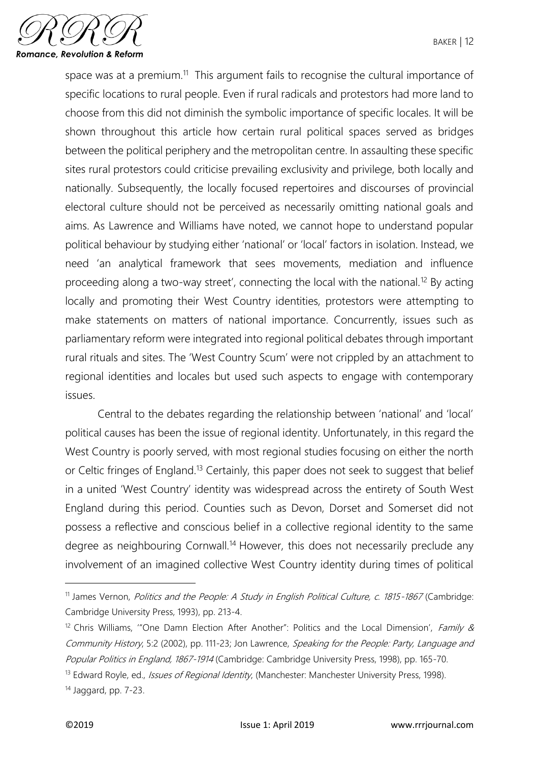space was at a premium.[11] This argument fails to recognise the cultural importance of specific locations to rural people. Even if rural radicals and protestors had more land to choose from this did not diminish the symbolic importance of specific locales. It will be shown throughout this article how certain rural political spaces served as bridges between the political periphery and the metropolitan centre. In assaulting these specific sites rural protestors could criticise prevailing exclusivity and privilege, both locally and nationally. Subsequently, the locally focused repertoires and discourses of provincial electoral culture should not be perceived as necessarily omitting national goals and aims. As Lawrence and Williams have noted, we cannot hope to understand popular political behaviour by studying either 'national' or 'local' factors in isolation. Instead, we need 'an analytical framework that sees movements, mediation and influence proceeding along a two-way street', connecting the local with the national.[12] By acting locally and promoting their West Country identities, protestors were attempting to make statements on matters of national importance. Concurrently, issues such as parliamentary reform were integrated into regional political debates through important rural rituals and sites. The 'West Country Scum' were not crippled by an attachment to regional identities and locales but used such aspects to engage with contemporary issues.

Central to the debates regarding the relationship between 'national' and 'local' political causes has been the issue of regional identity. Unfortunately, in this regard the West Country is poorly served, with most regional studies focusing on either the north or Celtic fringes of England.[13] Certainly, this paper does not seek to suggest that belief in a united 'West Country' identity was widespread across the entirety of South West England during this period. Counties such as Devon, Dorset and Somerset did not possess a reflective and conscious belief in a collective regional identity to the same degree as neighbouring Cornwall.[14] However, this does not necessarily preclude any involvement of an imagined collective West Country identity during times of political

---

[11] James Vernon, *Politics and the People: A Study in English Political Culture, c. 1815-1867* (Cambridge: Cambridge University Press, 1993), pp. 213-4.

[12] Chris Williams, '"One Damn Election After Another": Politics and the Local Dimension', *Family & Community History*, 5:2 (2002), pp. 111-23; Jon Lawrence, *Speaking for the People: Party, Language and Popular Politics in England, 1867-1914* (Cambridge: Cambridge University Press, 1998), pp. 165-70.

[13] Edward Royle, ed., *Issues of Regional Identity*, (Manchester: Manchester University Press, 1998).

[14] Jaggard, pp. 7-23.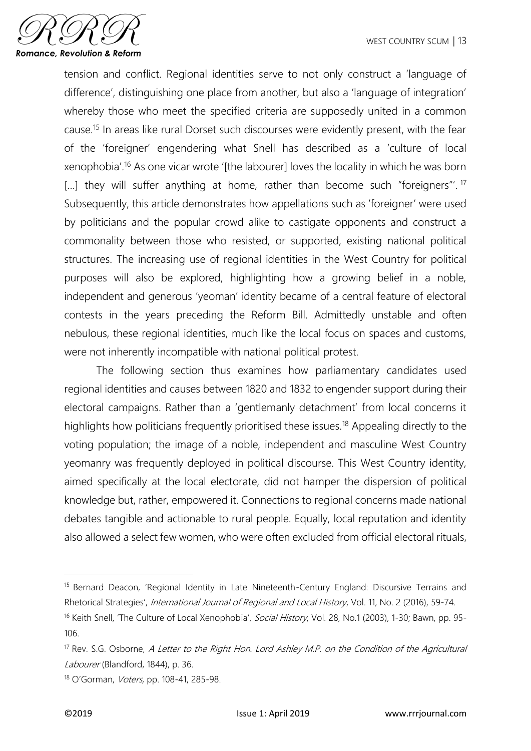tension and conflict. Regional identities serve to not only construct a 'language of difference', distinguishing one place from another, but also a 'language of integration' whereby those who meet the specified criteria are supposedly united in a common cause.[15] In areas like rural Dorset such discourses were evidently present, with the fear of the 'foreigner' engendering what Snell has described as a 'culture of local xenophobia'.[16] As one vicar wrote '[the labourer] loves the locality in which he was born [...] they will suffer anything at home, rather than become such "foreigners"'.[17] Subsequently, this article demonstrates how appellations such as 'foreigner' were used by politicians and the popular crowd alike to castigate opponents and construct a commonality between those who resisted, or supported, existing national political structures. The increasing use of regional identities in the West Country for political purposes will also be explored, highlighting how a growing belief in a noble, independent and generous 'yeoman' identity became of a central feature of electoral contests in the years preceding the Reform Bill. Admittedly unstable and often nebulous, these regional identities, much like the local focus on spaces and customs, were not inherently incompatible with national political protest.

The following section thus examines how parliamentary candidates used regional identities and causes between 1820 and 1832 to engender support during their electoral campaigns. Rather than a 'gentlemanly detachment' from local concerns it highlights how politicians frequently prioritised these issues.[18] Appealing directly to the voting population; the image of a noble, independent and masculine West Country yeomanry was frequently deployed in political discourse. This West Country identity, aimed specifically at the local electorate, did not hamper the dispersion of political knowledge but, rather, empowered it. Connections to regional concerns made national debates tangible and actionable to rural people. Equally, local reputation and identity also allowed a select few women, who were often excluded from official electoral rituals,

---

[15] Bernard Deacon, 'Regional Identity in Late Nineteenth-Century England: Discursive Terrains and Rhetorical Strategies', *International Journal of Regional and Local History*, Vol. 11, No. 2 (2016), 59-74.

[16] Keith Snell, 'The Culture of Local Xenophobia', *Social History*, Vol. 28, No.1 (2003), 1-30; Bawn, pp. 95-106.

[17] Rev. S.G. Osborne, *A Letter to the Right Hon. Lord Ashley M.P. on the Condition of the Agricultural Labourer* (Blandford, 1844), p. 36.

[18] O'Gorman, *Voters,* pp. 108-41, 285-98.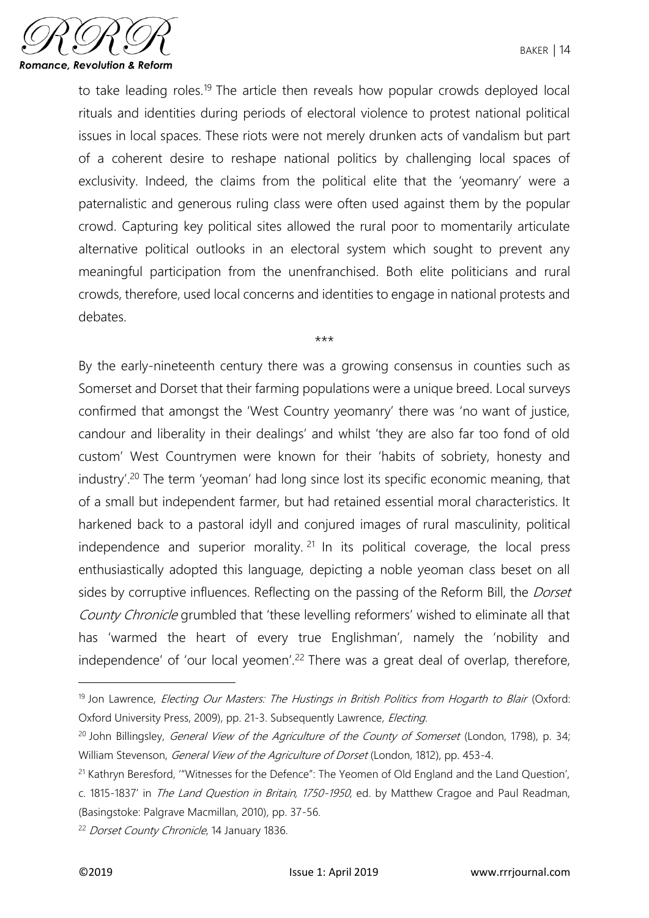to take leading roles.[19] The article then reveals how popular crowds deployed local rituals and identities during periods of electoral violence to protest national political issues in local spaces. These riots were not merely drunken acts of vandalism but part of a coherent desire to reshape national politics by challenging local spaces of exclusivity. Indeed, the claims from the political elite that the 'yeomanry' were a paternalistic and generous ruling class were often used against them by the popular crowd. Capturing key political sites allowed the rural poor to momentarily articulate alternative political outlooks in an electoral system which sought to prevent any meaningful participation from the unenfranchised. Both elite politicians and rural crowds, therefore, used local concerns and identities to engage in national protests and debates.

\*\*\*

By the early-nineteenth century there was a growing consensus in counties such as Somerset and Dorset that their farming populations were a unique breed. Local surveys confirmed that amongst the 'West Country yeomanry' there was 'no want of justice, candour and liberality in their dealings' and whilst 'they are also far too fond of old custom' West Countrymen were known for their 'habits of sobriety, honesty and industry'.[20] The term 'yeoman' had long since lost its specific economic meaning, that of a small but independent farmer, but had retained essential moral characteristics. It harkened back to a pastoral idyll and conjured images of rural masculinity, political independence and superior morality.[21] In its political coverage, the local press enthusiastically adopted this language, depicting a noble yeoman class beset on all sides by corruptive influences. Reflecting on the passing of the Reform Bill, the *Dorset County Chronicle* grumbled that 'these levelling reformers' wished to eliminate all that has 'warmed the heart of every true Englishman', namely the 'nobility and independence' of 'our local yeomen'.[22] There was a great deal of overlap, therefore,

---

[19] Jon Lawrence, *Electing Our Masters: The Hustings in British Politics from Hogarth to Blair* (Oxford: Oxford University Press, 2009), pp. 21-3. Subsequently Lawrence, *Electing*.

[20] John Billingsley, *General View of the Agriculture of the County of Somerset* (London, 1798), p. 34; William Stevenson, *General View of the Agriculture of Dorset* (London, 1812), pp. 453-4.

[21] Kathryn Beresford, '"Witnesses for the Defence": The Yeomen of Old England and the Land Question', c. 1815-1837' in *The Land Question in Britain, 1750-1950*, ed. by Matthew Cragoe and Paul Readman, (Basingstoke: Palgrave Macmillan, 2010), pp. 37-56.

[22] *Dorset County Chronicle*, 14 January 1836.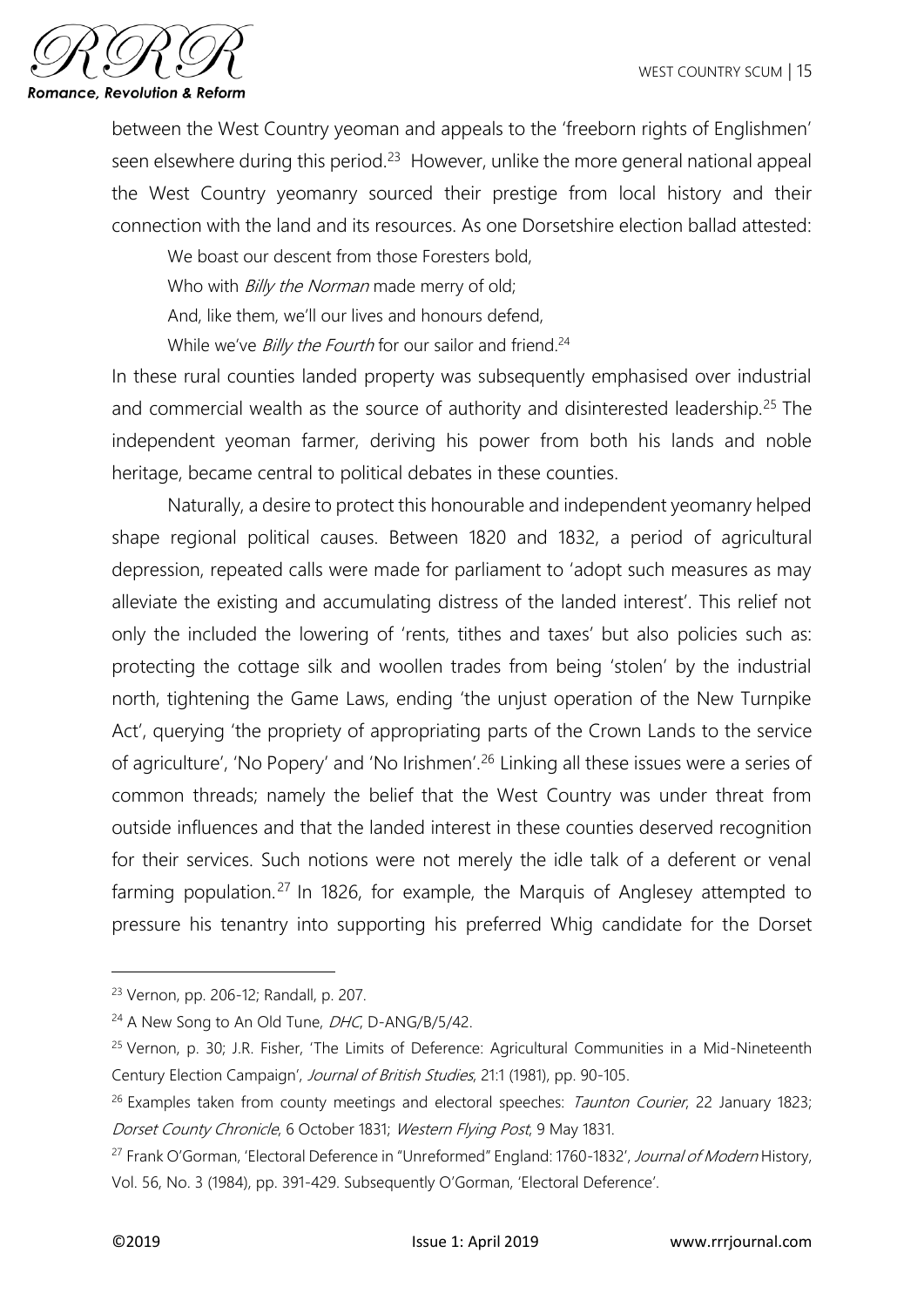between the West Country yeoman and appeals to the 'freeborn rights of Englishmen' seen elsewhere during this period.[23] However, unlike the more general national appeal the West Country yeomanry sourced their prestige from local history and their connection with the land and its resources. As one Dorsetshire election ballad attested:

> We boast our descent from those Foresters bold,
> Who with *Billy the Norman* made merry of old;
> And, like them, we'll our lives and honours defend,
> While we've *Billy the Fourth* for our sailor and friend.[24]

In these rural counties landed property was subsequently emphasised over industrial and commercial wealth as the source of authority and disinterested leadership.[25] The independent yeoman farmer, deriving his power from both his lands and noble heritage, became central to political debates in these counties.

Naturally, a desire to protect this honourable and independent yeomanry helped shape regional political causes. Between 1820 and 1832, a period of agricultural depression, repeated calls were made for parliament to 'adopt such measures as may alleviate the existing and accumulating distress of the landed interest'. This relief not only the included the lowering of 'rents, tithes and taxes' but also policies such as: protecting the cottage silk and woollen trades from being 'stolen' by the industrial north, tightening the Game Laws, ending 'the unjust operation of the New Turnpike Act', querying 'the propriety of appropriating parts of the Crown Lands to the service of agriculture', 'No Popery' and 'No Irishmen'.[26] Linking all these issues were a series of common threads; namely the belief that the West Country was under threat from outside influences and that the landed interest in these counties deserved recognition for their services. Such notions were not merely the idle talk of a deferent or venal farming population.[27] In 1826, for example, the Marquis of Anglesey attempted to pressure his tenantry into supporting his preferred Whig candidate for the Dorset

---

[23] Vernon, pp. 206-12; Randall, p. 207.

[24] A New Song to An Old Tune, *DHC*, D-ANG/B/5/42.

[25] Vernon, p. 30; J.R. Fisher, 'The Limits of Deference: Agricultural Communities in a Mid-Nineteenth Century Election Campaign', *Journal of British Studies*, 21:1 (1981), pp. 90-105.

[26] Examples taken from county meetings and electoral speeches: *Taunton Courier*, 22 January 1823; *Dorset County Chronicle*, 6 October 1831; *Western Flying Post*, 9 May 1831.

[27] Frank O'Gorman, 'Electoral Deference in "Unreformed" England: 1760-1832', *Journal of Modern* History, Vol. 56, No. 3 (1984), pp. 391-429. Subsequently O'Gorman, 'Electoral Deference'.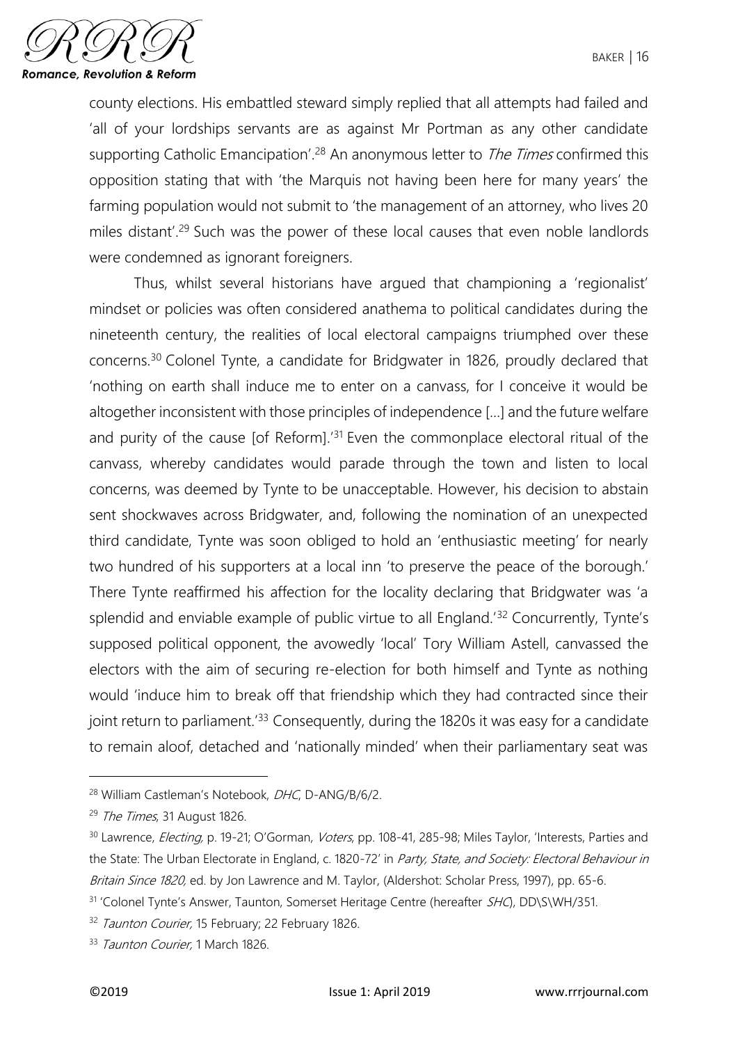county elections. His embattled steward simply replied that all attempts had failed and 'all of your lordships servants are as against Mr Portman as any other candidate supporting Catholic Emancipation'.[28] An anonymous letter to *The Times* confirmed this opposition stating that with 'the Marquis not having been here for many years' the farming population would not submit to 'the management of an attorney, who lives 20 miles distant'.[29] Such was the power of these local causes that even noble landlords were condemned as ignorant foreigners.

Thus, whilst several historians have argued that championing a 'regionalist' mindset or policies was often considered anathema to political candidates during the nineteenth century, the realities of local electoral campaigns triumphed over these concerns.[30] Colonel Tynte, a candidate for Bridgwater in 1826, proudly declared that 'nothing on earth shall induce me to enter on a canvass, for I conceive it would be altogether inconsistent with those principles of independence […] and the future welfare and purity of the cause [of Reform].'[31] Even the commonplace electoral ritual of the canvass, whereby candidates would parade through the town and listen to local concerns, was deemed by Tynte to be unacceptable. However, his decision to abstain sent shockwaves across Bridgwater, and, following the nomination of an unexpected third candidate, Tynte was soon obliged to hold an 'enthusiastic meeting' for nearly two hundred of his supporters at a local inn 'to preserve the peace of the borough.' There Tynte reaffirmed his affection for the locality declaring that Bridgwater was 'a splendid and enviable example of public virtue to all England.'[32] Concurrently, Tynte's supposed political opponent, the avowedly 'local' Tory William Astell, canvassed the electors with the aim of securing re-election for both himself and Tynte as nothing would 'induce him to break off that friendship which they had contracted since their joint return to parliament.'[33] Consequently, during the 1820s it was easy for a candidate to remain aloof, detached and 'nationally minded' when their parliamentary seat was

---

[28] William Castleman's Notebook, *DHC*, D-ANG/B/6/2.

[29] *The Times*, 31 August 1826.

[30] Lawrence, *Electing*, p. 19-21; O'Gorman, *Voters*, pp. 108-41, 285-98; Miles Taylor, 'Interests, Parties and the State: The Urban Electorate in England, c. 1820-72' in *Party, State, and Society: Electoral Behaviour in Britain Since 1820*, ed. by Jon Lawrence and M. Taylor, (Aldershot: Scholar Press, 1997), pp. 65-6.

[31] 'Colonel Tynte's Answer, Taunton, Somerset Heritage Centre (hereafter *SHC*), DD\S\WH/351.

[32] *Taunton Courier*, 15 February; 22 February 1826.

[33] *Taunton Courier*, 1 March 1826.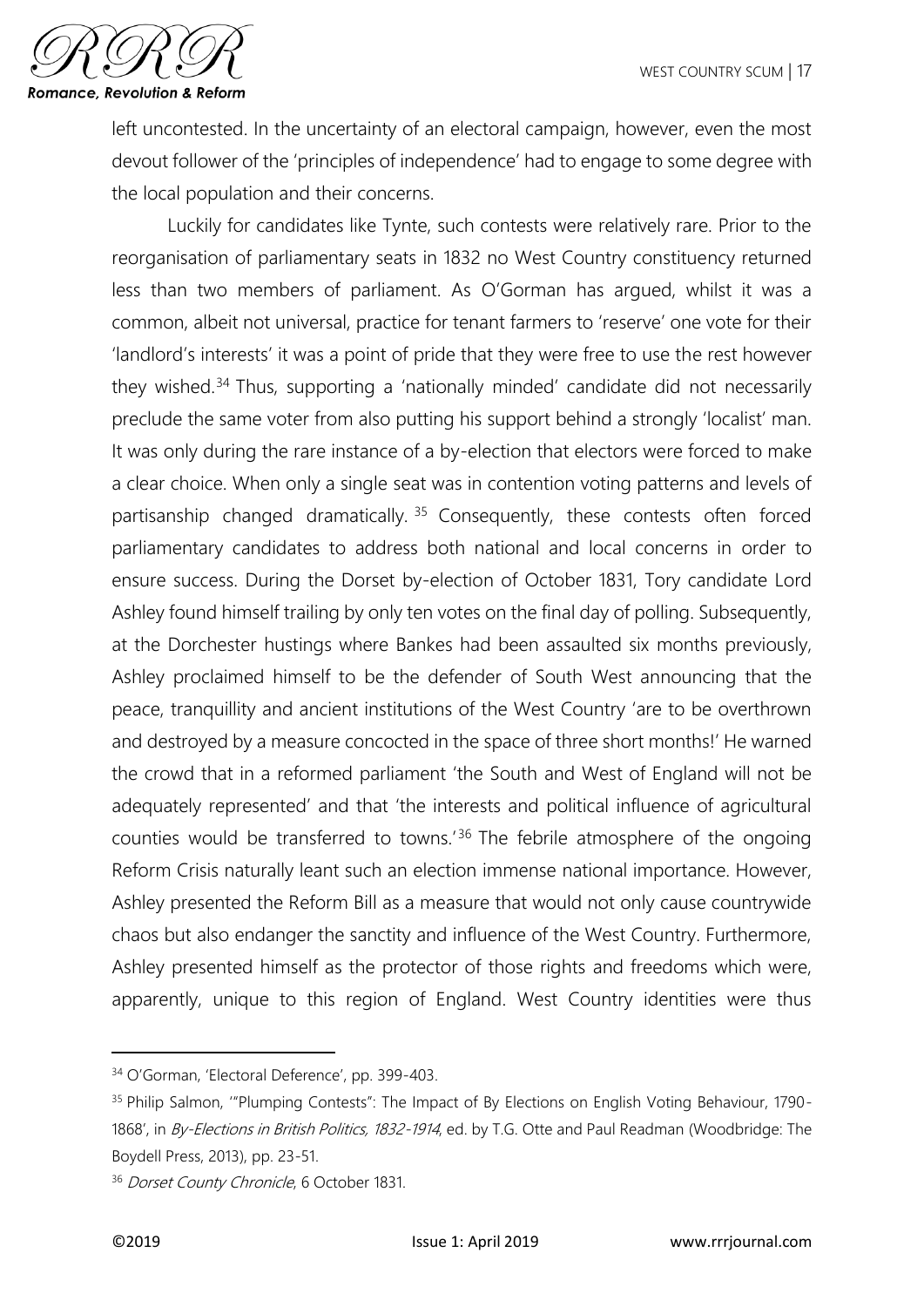left uncontested. In the uncertainty of an electoral campaign, however, even the most devout follower of the 'principles of independence' had to engage to some degree with the local population and their concerns.

Luckily for candidates like Tynte, such contests were relatively rare. Prior to the reorganisation of parliamentary seats in 1832 no West Country constituency returned less than two members of parliament. As O'Gorman has argued, whilst it was a common, albeit not universal, practice for tenant farmers to 'reserve' one vote for their 'landlord's interests' it was a point of pride that they were free to use the rest however they wished.[34] Thus, supporting a 'nationally minded' candidate did not necessarily preclude the same voter from also putting his support behind a strongly 'localist' man. It was only during the rare instance of a by-election that electors were forced to make a clear choice. When only a single seat was in contention voting patterns and levels of partisanship changed dramatically.[35] Consequently, these contests often forced parliamentary candidates to address both national and local concerns in order to ensure success. During the Dorset by-election of October 1831, Tory candidate Lord Ashley found himself trailing by only ten votes on the final day of polling. Subsequently, at the Dorchester hustings where Bankes had been assaulted six months previously, Ashley proclaimed himself to be the defender of South West announcing that the peace, tranquillity and ancient institutions of the West Country 'are to be overthrown and destroyed by a measure concocted in the space of three short months!' He warned the crowd that in a reformed parliament 'the South and West of England will not be adequately represented' and that 'the interests and political influence of agricultural counties would be transferred to towns.'[36] The febrile atmosphere of the ongoing Reform Crisis naturally leant such an election immense national importance. However, Ashley presented the Reform Bill as a measure that would not only cause countrywide chaos but also endanger the sanctity and influence of the West Country. Furthermore, Ashley presented himself as the protector of those rights and freedoms which were, apparently, unique to this region of England. West Country identities were thus

---

[34] O'Gorman, 'Electoral Deference', pp. 399-403.

[35] Philip Salmon, '"Plumping Contests": The Impact of By Elections on English Voting Behaviour, 1790-1868', in *By-Elections in British Politics, 1832-1914*, ed. by T.G. Otte and Paul Readman (Woodbridge: The Boydell Press, 2013), pp. 23-51.

[36] *Dorset County Chronicle*, 6 October 1831.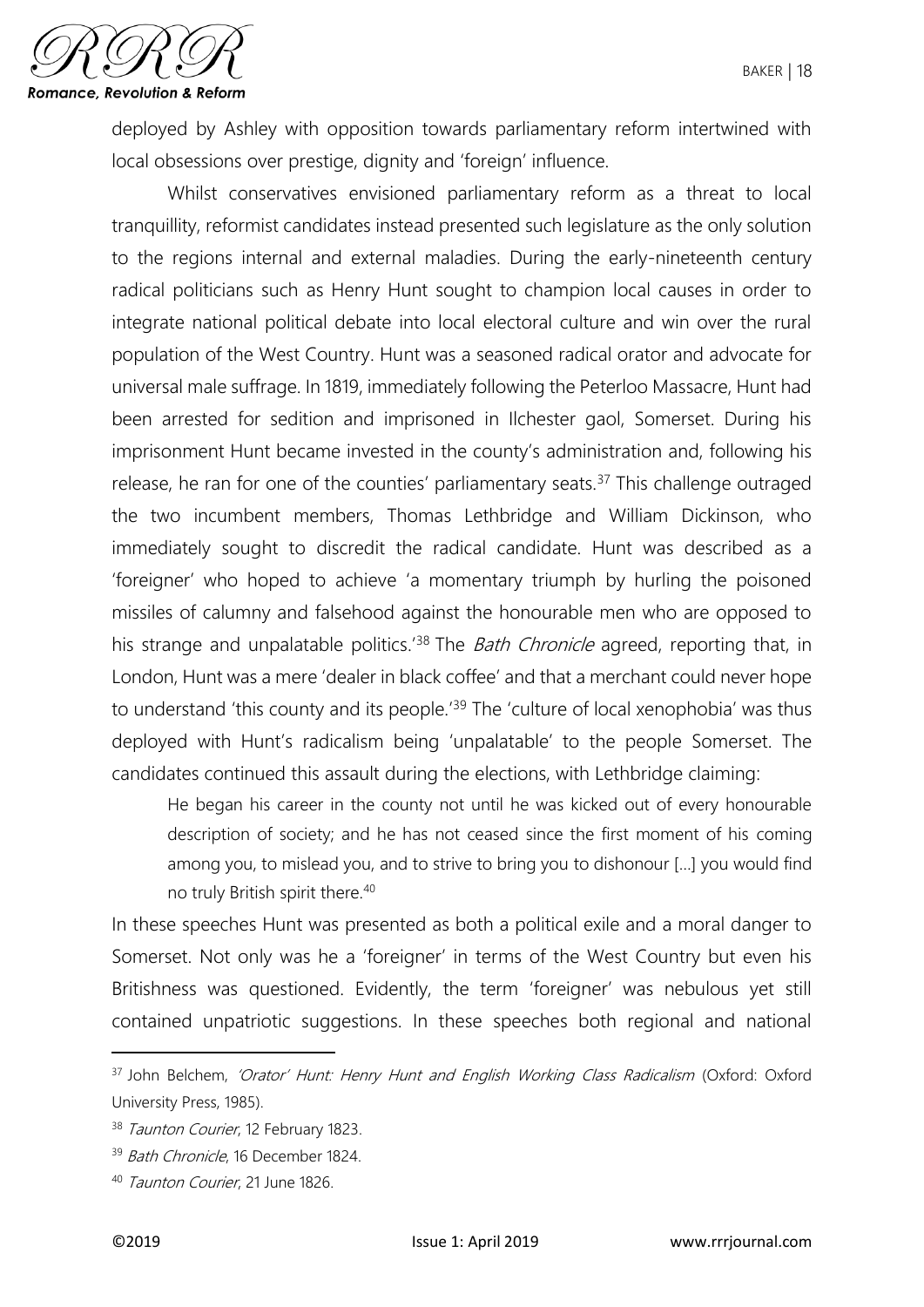deployed by Ashley with opposition towards parliamentary reform intertwined with local obsessions over prestige, dignity and 'foreign' influence.

Whilst conservatives envisioned parliamentary reform as a threat to local tranquillity, reformist candidates instead presented such legislature as the only solution to the regions internal and external maladies. During the early-nineteenth century radical politicians such as Henry Hunt sought to champion local causes in order to integrate national political debate into local electoral culture and win over the rural population of the West Country. Hunt was a seasoned radical orator and advocate for universal male suffrage. In 1819, immediately following the Peterloo Massacre, Hunt had been arrested for sedition and imprisoned in Ilchester gaol, Somerset. During his imprisonment Hunt became invested in the county's administration and, following his release, he ran for one of the counties' parliamentary seats.[37] This challenge outraged the two incumbent members, Thomas Lethbridge and William Dickinson, who immediately sought to discredit the radical candidate. Hunt was described as a 'foreigner' who hoped to achieve 'a momentary triumph by hurling the poisoned missiles of calumny and falsehood against the honourable men who are opposed to his strange and unpalatable politics.'[38] The *Bath Chronicle* agreed, reporting that, in London, Hunt was a mere 'dealer in black coffee' and that a merchant could never hope to understand 'this county and its people.'[39] The 'culture of local xenophobia' was thus deployed with Hunt's radicalism being 'unpalatable' to the people Somerset. The candidates continued this assault during the elections, with Lethbridge claiming:

> He began his career in the county not until he was kicked out of every honourable description of society; and he has not ceased since the first moment of his coming among you, to mislead you, and to strive to bring you to dishonour [...] you would find no truly British spirit there.[40]

In these speeches Hunt was presented as both a political exile and a moral danger to Somerset. Not only was he a 'foreigner' in terms of the West Country but even his Britishness was questioned. Evidently, the term 'foreigner' was nebulous yet still contained unpatriotic suggestions. In these speeches both regional and national

---

[37] John Belchem, *'Orator' Hunt: Henry Hunt and English Working Class Radicalism* (Oxford: Oxford University Press, 1985).

[38] *Taunton Courier*, 12 February 1823.

[39] *Bath Chronicle*, 16 December 1824.

[40] *Taunton Courier*, 21 June 1826.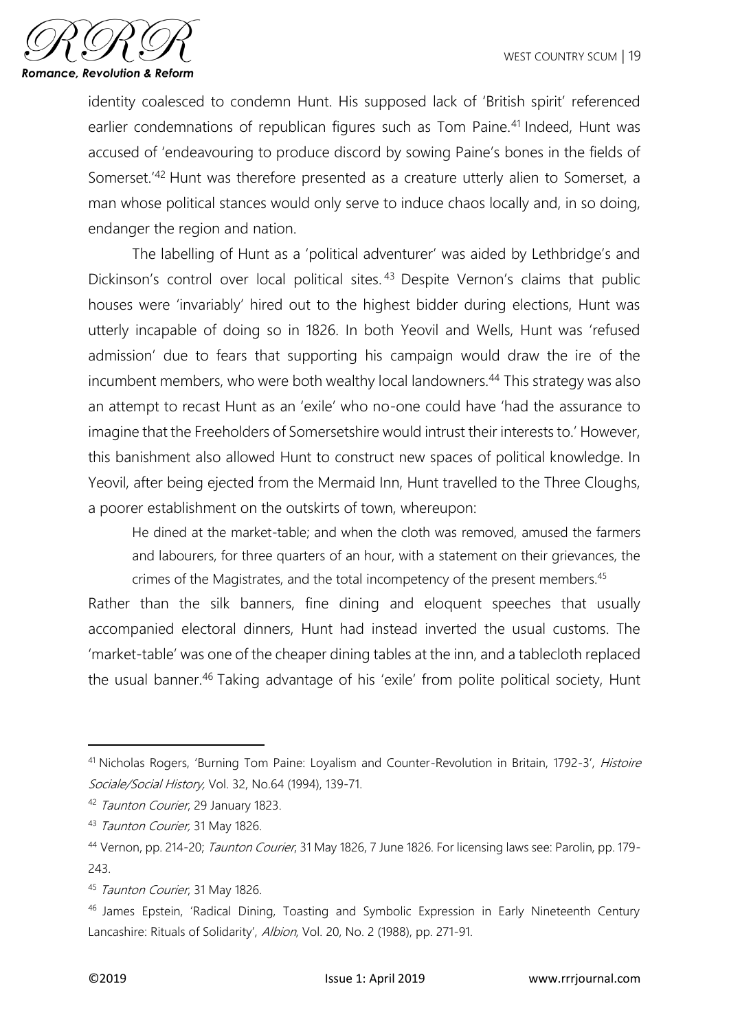identity coalesced to condemn Hunt. His supposed lack of 'British spirit' referenced earlier condemnations of republican figures such as Tom Paine.[41] Indeed, Hunt was accused of 'endeavouring to produce discord by sowing Paine's bones in the fields of Somerset.'[42] Hunt was therefore presented as a creature utterly alien to Somerset, a man whose political stances would only serve to induce chaos locally and, in so doing, endanger the region and nation.

The labelling of Hunt as a 'political adventurer' was aided by Lethbridge's and Dickinson's control over local political sites.[43] Despite Vernon's claims that public houses were 'invariably' hired out to the highest bidder during elections, Hunt was utterly incapable of doing so in 1826. In both Yeovil and Wells, Hunt was 'refused admission' due to fears that supporting his campaign would draw the ire of the incumbent members, who were both wealthy local landowners.[44] This strategy was also an attempt to recast Hunt as an 'exile' who no-one could have 'had the assurance to imagine that the Freeholders of Somersetshire would intrust their interests to.' However, this banishment also allowed Hunt to construct new spaces of political knowledge. In Yeovil, after being ejected from the Mermaid Inn, Hunt travelled to the Three Cloughs, a poorer establishment on the outskirts of town, whereupon:

> He dined at the market-table; and when the cloth was removed, amused the farmers and labourers, for three quarters of an hour, with a statement on their grievances, the crimes of the Magistrates, and the total incompetency of the present members.[45]

Rather than the silk banners, fine dining and eloquent speeches that usually accompanied electoral dinners, Hunt had instead inverted the usual customs. The 'market-table' was one of the cheaper dining tables at the inn, and a tablecloth replaced the usual banner.[46] Taking advantage of his 'exile' from polite political society, Hunt

---

[41] Nicholas Rogers, 'Burning Tom Paine: Loyalism and Counter-Revolution in Britain, 1792-3', *Histoire Sociale/Social History,* Vol. 32, No.64 (1994), 139-71.

[42] *Taunton Courier*, 29 January 1823.

[43] *Taunton Courier,* 31 May 1826.

[44] Vernon, pp. 214-20; *Taunton Courier*, 31 May 1826, 7 June 1826. For licensing laws see: Parolin, pp. 179-243.

[45] *Taunton Courier*, 31 May 1826.

[46] James Epstein, 'Radical Dining, Toasting and Symbolic Expression in Early Nineteenth Century Lancashire: Rituals of Solidarity', *Albion*, Vol. 20, No. 2 (1988), pp. 271-91.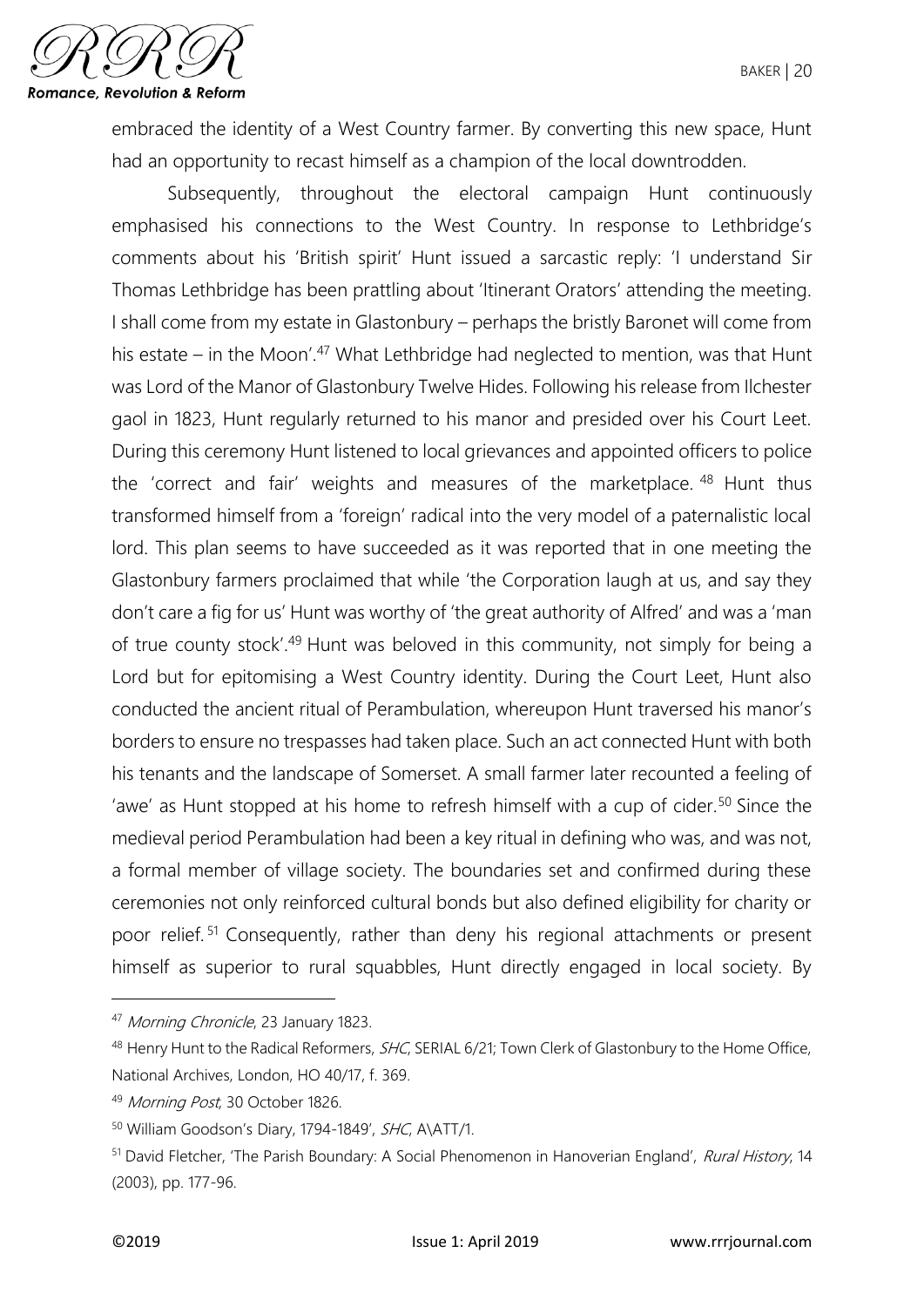embraced the identity of a West Country farmer. By converting this new space, Hunt had an opportunity to recast himself as a champion of the local downtrodden.

Subsequently, throughout the electoral campaign Hunt continuously emphasised his connections to the West Country. In response to Lethbridge's comments about his 'British spirit' Hunt issued a sarcastic reply: 'I understand Sir Thomas Lethbridge has been prattling about 'Itinerant Orators' attending the meeting. I shall come from my estate in Glastonbury – perhaps the bristly Baronet will come from his estate – in the Moon'.[47] What Lethbridge had neglected to mention, was that Hunt was Lord of the Manor of Glastonbury Twelve Hides. Following his release from Ilchester gaol in 1823, Hunt regularly returned to his manor and presided over his Court Leet. During this ceremony Hunt listened to local grievances and appointed officers to police the 'correct and fair' weights and measures of the marketplace.[48] Hunt thus transformed himself from a 'foreign' radical into the very model of a paternalistic local lord. This plan seems to have succeeded as it was reported that in one meeting the Glastonbury farmers proclaimed that while 'the Corporation laugh at us, and say they don't care a fig for us' Hunt was worthy of 'the great authority of Alfred' and was a 'man of true county stock'.[49] Hunt was beloved in this community, not simply for being a Lord but for epitomising a West Country identity. During the Court Leet, Hunt also conducted the ancient ritual of Perambulation, whereupon Hunt traversed his manor's borders to ensure no trespasses had taken place. Such an act connected Hunt with both his tenants and the landscape of Somerset. A small farmer later recounted a feeling of 'awe' as Hunt stopped at his home to refresh himself with a cup of cider.[50] Since the medieval period Perambulation had been a key ritual in defining who was, and was not, a formal member of village society. The boundaries set and confirmed during these ceremonies not only reinforced cultural bonds but also defined eligibility for charity or poor relief.[51] Consequently, rather than deny his regional attachments or present himself as superior to rural squabbles, Hunt directly engaged in local society. By

---

[47] *Morning Chronicle*, 23 January 1823.

[48] Henry Hunt to the Radical Reformers, *SHC*, SERIAL 6/21; Town Clerk of Glastonbury to the Home Office, National Archives, London, HO 40/17, f. 369.

[49] *Morning Post*, 30 October 1826.

[50] William Goodson's Diary, 1794-1849', *SHC*, A\ATT/1.

[51] David Fletcher, 'The Parish Boundary: A Social Phenomenon in Hanoverian England', *Rural History*, 14 (2003), pp. 177-96.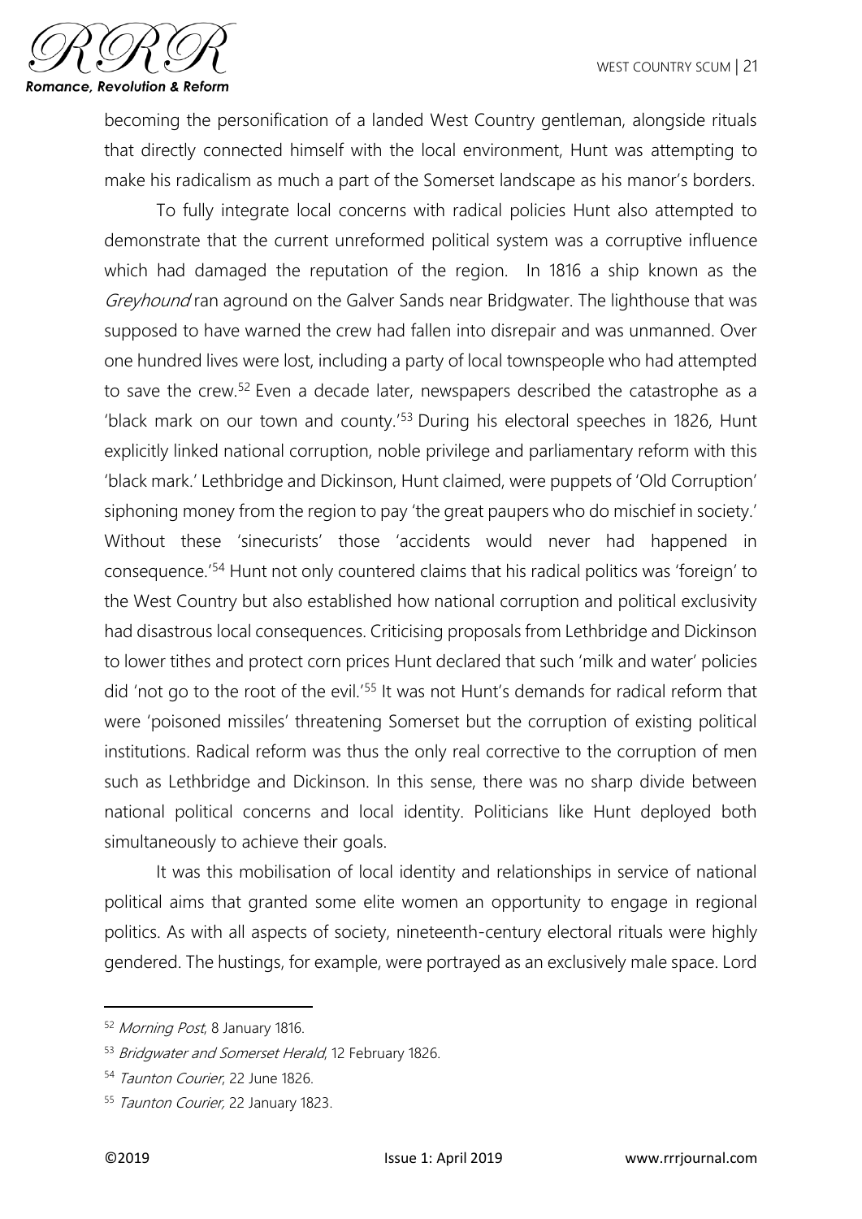becoming the personification of a landed West Country gentleman, alongside rituals that directly connected himself with the local environment, Hunt was attempting to make his radicalism as much a part of the Somerset landscape as his manor's borders.

To fully integrate local concerns with radical policies Hunt also attempted to demonstrate that the current unreformed political system was a corruptive influence which had damaged the reputation of the region. In 1816 a ship known as the *Greyhound* ran aground on the Galver Sands near Bridgwater. The lighthouse that was supposed to have warned the crew had fallen into disrepair and was unmanned. Over one hundred lives were lost, including a party of local townspeople who had attempted to save the crew.[52] Even a decade later, newspapers described the catastrophe as a 'black mark on our town and county.'[53] During his electoral speeches in 1826, Hunt explicitly linked national corruption, noble privilege and parliamentary reform with this 'black mark.' Lethbridge and Dickinson, Hunt claimed, were puppets of 'Old Corruption' siphoning money from the region to pay 'the great paupers who do mischief in society.' Without these 'sinecurists' those 'accidents would never had happened in consequence.'[54] Hunt not only countered claims that his radical politics was 'foreign' to the West Country but also established how national corruption and political exclusivity had disastrous local consequences. Criticising proposals from Lethbridge and Dickinson to lower tithes and protect corn prices Hunt declared that such 'milk and water' policies did 'not go to the root of the evil.'[55] It was not Hunt's demands for radical reform that were 'poisoned missiles' threatening Somerset but the corruption of existing political institutions. Radical reform was thus the only real corrective to the corruption of men such as Lethbridge and Dickinson. In this sense, there was no sharp divide between national political concerns and local identity. Politicians like Hunt deployed both simultaneously to achieve their goals.

It was this mobilisation of local identity and relationships in service of national political aims that granted some elite women an opportunity to engage in regional politics. As with all aspects of society, nineteenth-century electoral rituals were highly gendered. The hustings, for example, were portrayed as an exclusively male space. Lord

---

[52] *Morning Post*, 8 January 1816.

[53] *Bridgwater and Somerset Herald*, 12 February 1826.

[54] *Taunton Courier*, 22 June 1826.

[55] *Taunton Courier,* 22 January 1823.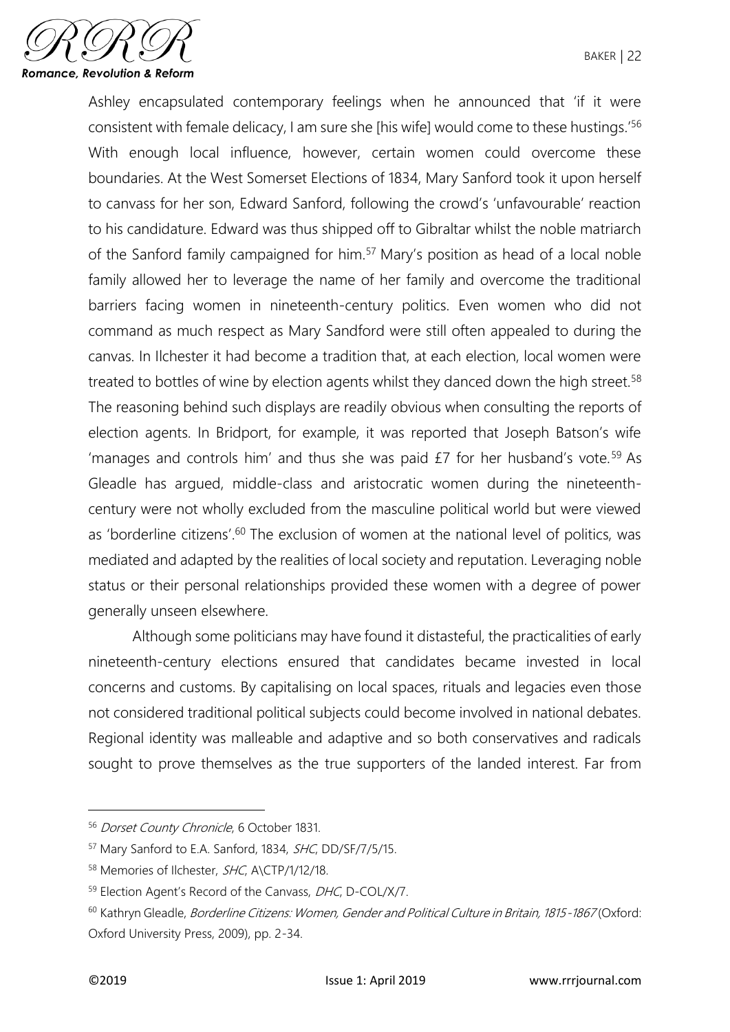Ashley encapsulated contemporary feelings when he announced that 'if it were consistent with female delicacy, I am sure she [his wife] would come to these hustings.'[56] With enough local influence, however, certain women could overcome these boundaries. At the West Somerset Elections of 1834, Mary Sanford took it upon herself to canvass for her son, Edward Sanford, following the crowd's 'unfavourable' reaction to his candidature. Edward was thus shipped off to Gibraltar whilst the noble matriarch of the Sanford family campaigned for him.[57] Mary's position as head of a local noble family allowed her to leverage the name of her family and overcome the traditional barriers facing women in nineteenth-century politics. Even women who did not command as much respect as Mary Sandford were still often appealed to during the canvas. In Ilchester it had become a tradition that, at each election, local women were treated to bottles of wine by election agents whilst they danced down the high street.[58] The reasoning behind such displays are readily obvious when consulting the reports of election agents. In Bridport, for example, it was reported that Joseph Batson's wife 'manages and controls him' and thus she was paid £7 for her husband's vote.[59] As Gleadle has argued, middle-class and aristocratic women during the nineteenth-century were not wholly excluded from the masculine political world but were viewed as 'borderline citizens'.[60] The exclusion of women at the national level of politics, was mediated and adapted by the realities of local society and reputation. Leveraging noble status or their personal relationships provided these women with a degree of power generally unseen elsewhere.

Although some politicians may have found it distasteful, the practicalities of early nineteenth-century elections ensured that candidates became invested in local concerns and customs. By capitalising on local spaces, rituals and legacies even those not considered traditional political subjects could become involved in national debates. Regional identity was malleable and adaptive and so both conservatives and radicals sought to prove themselves as the true supporters of the landed interest. Far from

---

[56] *Dorset County Chronicle*, 6 October 1831.

[57] Mary Sanford to E.A. Sanford, 1834, *SHC*, DD/SF/7/5/15.

[58] Memories of Ilchester, *SHC*, A\CTP/1/12/18.

[59] Election Agent's Record of the Canvass, *DHC*, D-COL/X/7.

[60] Kathryn Gleadle, *Borderline Citizens: Women, Gender and Political Culture in Britain, 1815-1867* (Oxford: Oxford University Press, 2009), pp. 2-34.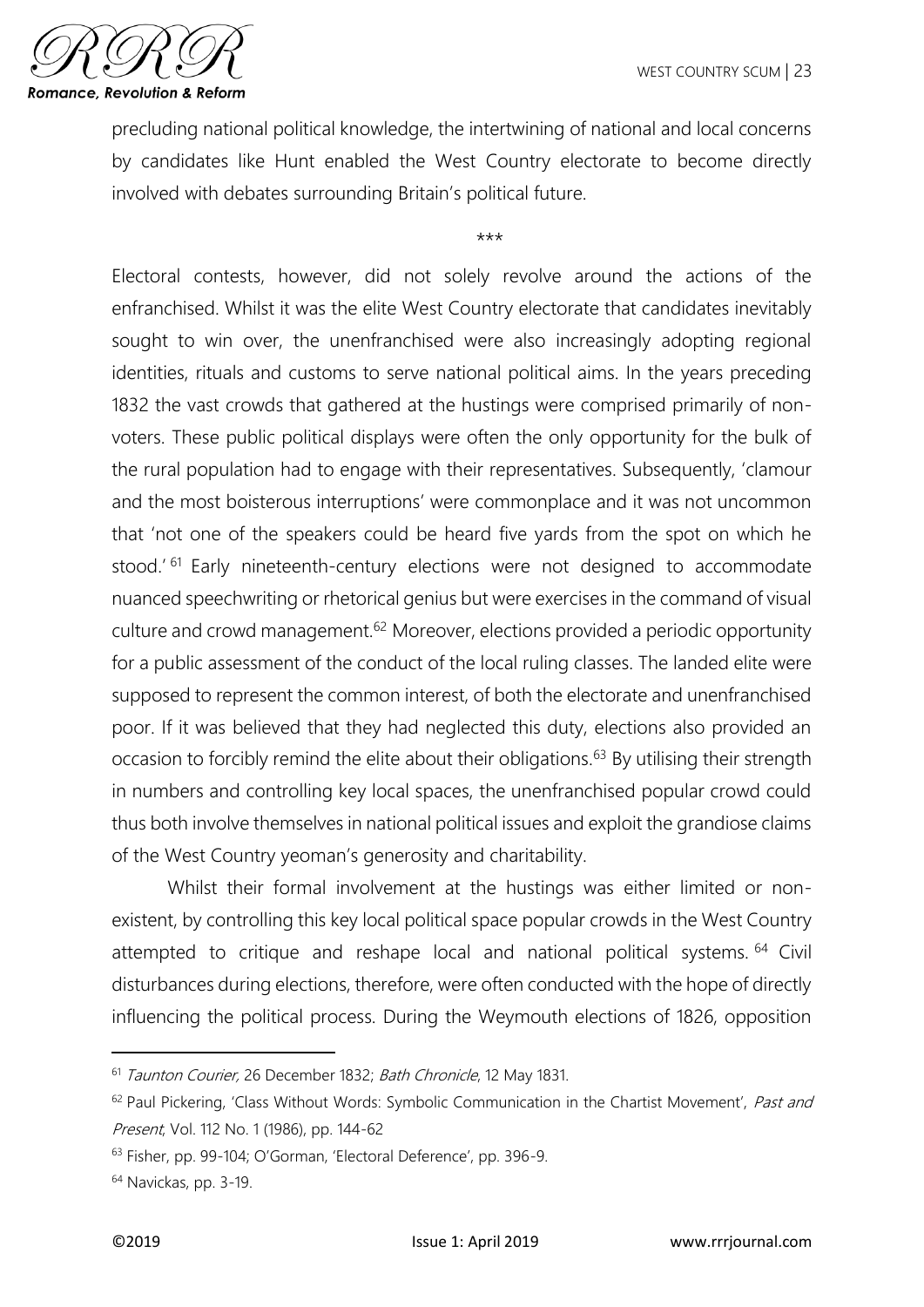precluding national political knowledge, the intertwining of national and local concerns by candidates like Hunt enabled the West Country electorate to become directly involved with debates surrounding Britain's political future.

\*\*\*

Electoral contests, however, did not solely revolve around the actions of the enfranchised. Whilst it was the elite West Country electorate that candidates inevitably sought to win over, the unenfranchised were also increasingly adopting regional identities, rituals and customs to serve national political aims. In the years preceding 1832 the vast crowds that gathered at the hustings were comprised primarily of non-voters. These public political displays were often the only opportunity for the bulk of the rural population had to engage with their representatives. Subsequently, 'clamour and the most boisterous interruptions' were commonplace and it was not uncommon that 'not one of the speakers could be heard five yards from the spot on which he stood.'[61] Early nineteenth-century elections were not designed to accommodate nuanced speechwriting or rhetorical genius but were exercises in the command of visual culture and crowd management.[62] Moreover, elections provided a periodic opportunity for a public assessment of the conduct of the local ruling classes. The landed elite were supposed to represent the common interest, of both the electorate and unenfranchised poor. If it was believed that they had neglected this duty, elections also provided an occasion to forcibly remind the elite about their obligations.[63] By utilising their strength in numbers and controlling key local spaces, the unenfranchised popular crowd could thus both involve themselves in national political issues and exploit the grandiose claims of the West Country yeoman's generosity and charitability.

Whilst their formal involvement at the hustings was either limited or non-existent, by controlling this key local political space popular crowds in the West Country attempted to critique and reshape local and national political systems.[64] Civil disturbances during elections, therefore, were often conducted with the hope of directly influencing the political process. During the Weymouth elections of 1826, opposition

---

[61] *Taunton Courier,* 26 December 1832; *Bath Chronicle*, 12 May 1831.

[62] Paul Pickering, 'Class Without Words: Symbolic Communication in the Chartist Movement', *Past and Present*, Vol. 112 No. 1 (1986), pp. 144-62

[63] Fisher, pp. 99-104; O'Gorman, 'Electoral Deference', pp. 396-9.

[64] Navickas, pp. 3-19.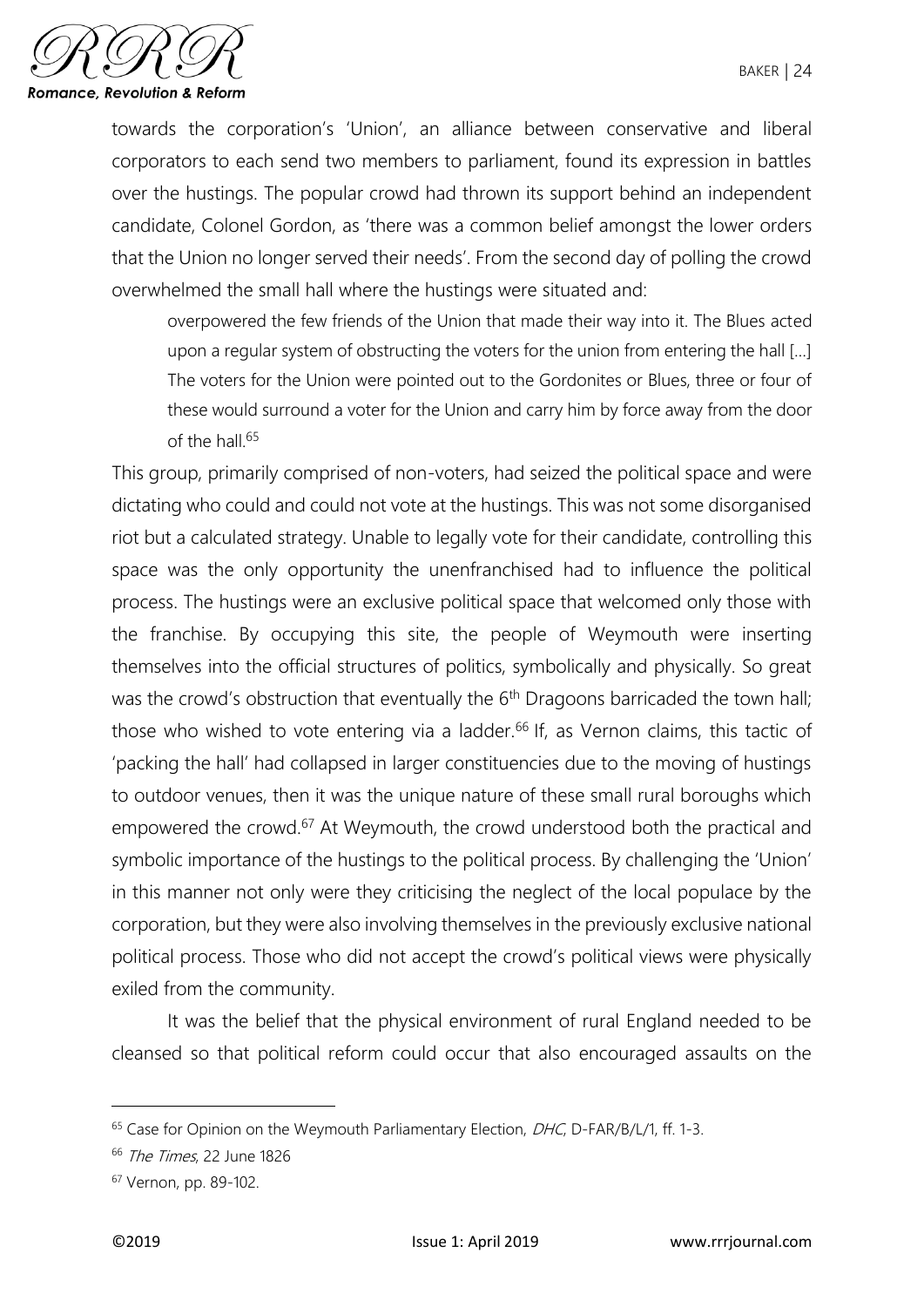towards the corporation's 'Union', an alliance between conservative and liberal corporators to each send two members to parliament, found its expression in battles over the hustings. The popular crowd had thrown its support behind an independent candidate, Colonel Gordon, as 'there was a common belief amongst the lower orders that the Union no longer served their needs'. From the second day of polling the crowd overwhelmed the small hall where the hustings were situated and:

> overpowered the few friends of the Union that made their way into it. The Blues acted upon a regular system of obstructing the voters for the union from entering the hall […] The voters for the Union were pointed out to the Gordonites or Blues, three or four of these would surround a voter for the Union and carry him by force away from the door of the hall.[65]

This group, primarily comprised of non-voters, had seized the political space and were dictating who could and could not vote at the hustings. This was not some disorganised riot but a calculated strategy. Unable to legally vote for their candidate, controlling this space was the only opportunity the unenfranchised had to influence the political process. The hustings were an exclusive political space that welcomed only those with the franchise. By occupying this site, the people of Weymouth were inserting themselves into the official structures of politics, symbolically and physically. So great was the crowd's obstruction that eventually the 6th Dragoons barricaded the town hall; those who wished to vote entering via a ladder.[66] If, as Vernon claims, this tactic of 'packing the hall' had collapsed in larger constituencies due to the moving of hustings to outdoor venues, then it was the unique nature of these small rural boroughs which empowered the crowd.[67] At Weymouth, the crowd understood both the practical and symbolic importance of the hustings to the political process. By challenging the 'Union' in this manner not only were they criticising the neglect of the local populace by the corporation, but they were also involving themselves in the previously exclusive national political process. Those who did not accept the crowd's political views were physically exiled from the community.

It was the belief that the physical environment of rural England needed to be cleansed so that political reform could occur that also encouraged assaults on the

---

[65] Case for Opinion on the Weymouth Parliamentary Election, *DHC*, D-FAR/B/L/1, ff. 1-3.

[66] *The Times*, 22 June 1826

[67] Vernon, pp. 89-102.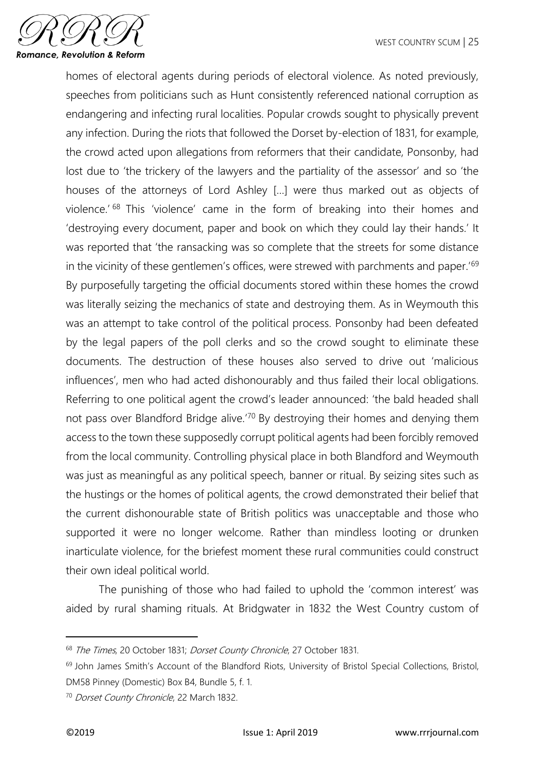homes of electoral agents during periods of electoral violence. As noted previously, speeches from politicians such as Hunt consistently referenced national corruption as endangering and infecting rural localities. Popular crowds sought to physically prevent any infection. During the riots that followed the Dorset by-election of 1831, for example, the crowd acted upon allegations from reformers that their candidate, Ponsonby, had lost due to 'the trickery of the lawyers and the partiality of the assessor' and so 'the houses of the attorneys of Lord Ashley […] were thus marked out as objects of violence.'[68] This 'violence' came in the form of breaking into their homes and 'destroying every document, paper and book on which they could lay their hands.' It was reported that 'the ransacking was so complete that the streets for some distance in the vicinity of these gentlemen's offices, were strewed with parchments and paper.'[69] By purposefully targeting the official documents stored within these homes the crowd was literally seizing the mechanics of state and destroying them. As in Weymouth this was an attempt to take control of the political process. Ponsonby had been defeated by the legal papers of the poll clerks and so the crowd sought to eliminate these documents. The destruction of these houses also served to drive out 'malicious influences', men who had acted dishonourably and thus failed their local obligations. Referring to one political agent the crowd's leader announced: 'the bald headed shall not pass over Blandford Bridge alive.'[70] By destroying their homes and denying them access to the town these supposedly corrupt political agents had been forcibly removed from the local community. Controlling physical place in both Blandford and Weymouth was just as meaningful as any political speech, banner or ritual. By seizing sites such as the hustings or the homes of political agents, the crowd demonstrated their belief that the current dishonourable state of British politics was unacceptable and those who supported it were no longer welcome. Rather than mindless looting or drunken inarticulate violence, for the briefest moment these rural communities could construct their own ideal political world.

The punishing of those who had failed to uphold the 'common interest' was aided by rural shaming rituals. At Bridgwater in 1832 the West Country custom of

---

[68] *The Times*, 20 October 1831; *Dorset County Chronicle*, 27 October 1831.

[69] John James Smith's Account of the Blandford Riots, University of Bristol Special Collections, Bristol, DM58 Pinney (Domestic) Box B4, Bundle 5, f. 1.

[70] *Dorset County Chronicle*, 22 March 1832.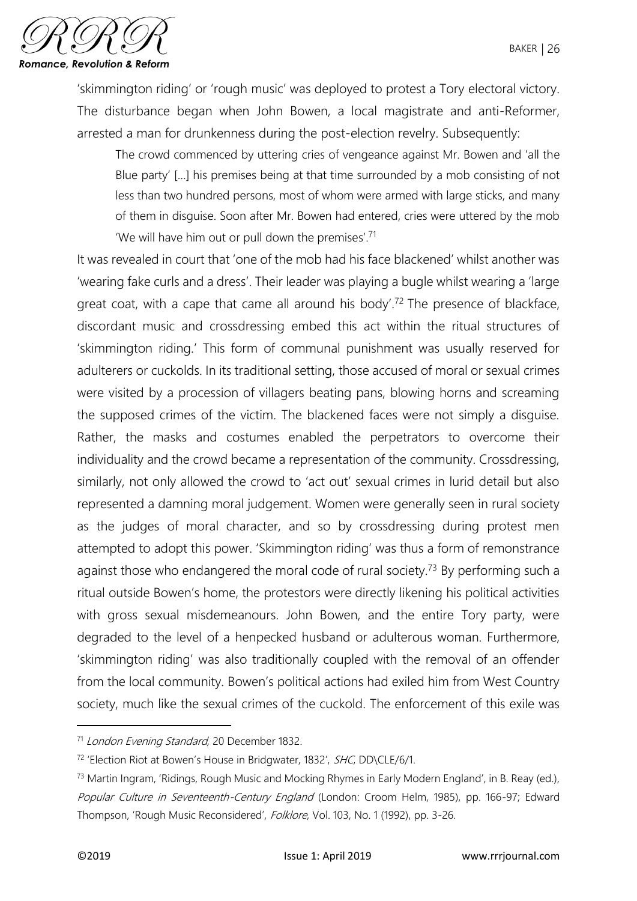'skimmington riding' or 'rough music' was deployed to protest a Tory electoral victory. The disturbance began when John Bowen, a local magistrate and anti-Reformer, arrested a man for drunkenness during the post-election revelry. Subsequently:

> The crowd commenced by uttering cries of vengeance against Mr. Bowen and 'all the Blue party' […] his premises being at that time surrounded by a mob consisting of not less than two hundred persons, most of whom were armed with large sticks, and many of them in disguise. Soon after Mr. Bowen had entered, cries were uttered by the mob 'We will have him out or pull down the premises'.[71]

It was revealed in court that 'one of the mob had his face blackened' whilst another was 'wearing fake curls and a dress'. Their leader was playing a bugle whilst wearing a 'large great coat, with a cape that came all around his body'.[72] The presence of blackface, discordant music and crossdressing embed this act within the ritual structures of 'skimmington riding.' This form of communal punishment was usually reserved for adulterers or cuckolds. In its traditional setting, those accused of moral or sexual crimes were visited by a procession of villagers beating pans, blowing horns and screaming the supposed crimes of the victim. The blackened faces were not simply a disguise. Rather, the masks and costumes enabled the perpetrators to overcome their individuality and the crowd became a representation of the community. Crossdressing, similarly, not only allowed the crowd to 'act out' sexual crimes in lurid detail but also represented a damning moral judgement. Women were generally seen in rural society as the judges of moral character, and so by crossdressing during protest men attempted to adopt this power. 'Skimmington riding' was thus a form of remonstrance against those who endangered the moral code of rural society.[73] By performing such a ritual outside Bowen's home, the protestors were directly likening his political activities with gross sexual misdemeanours. John Bowen, and the entire Tory party, were degraded to the level of a henpecked husband or adulterous woman. Furthermore, 'skimmington riding' was also traditionally coupled with the removal of an offender from the local community. Bowen's political actions had exiled him from West Country society, much like the sexual crimes of the cuckold. The enforcement of this exile was

---

[71] *London Evening Standard*, 20 December 1832.

[72] 'Election Riot at Bowen's House in Bridgwater, 1832', *SHC*, DD\CLE/6/1.

[73] Martin Ingram, 'Ridings, Rough Music and Mocking Rhymes in Early Modern England', in B. Reay (ed.), *Popular Culture in Seventeenth-Century England* (London: Croom Helm, 1985), pp. 166-97; Edward Thompson, 'Rough Music Reconsidered', *Folklore*, Vol. 103, No. 1 (1992), pp. 3-26.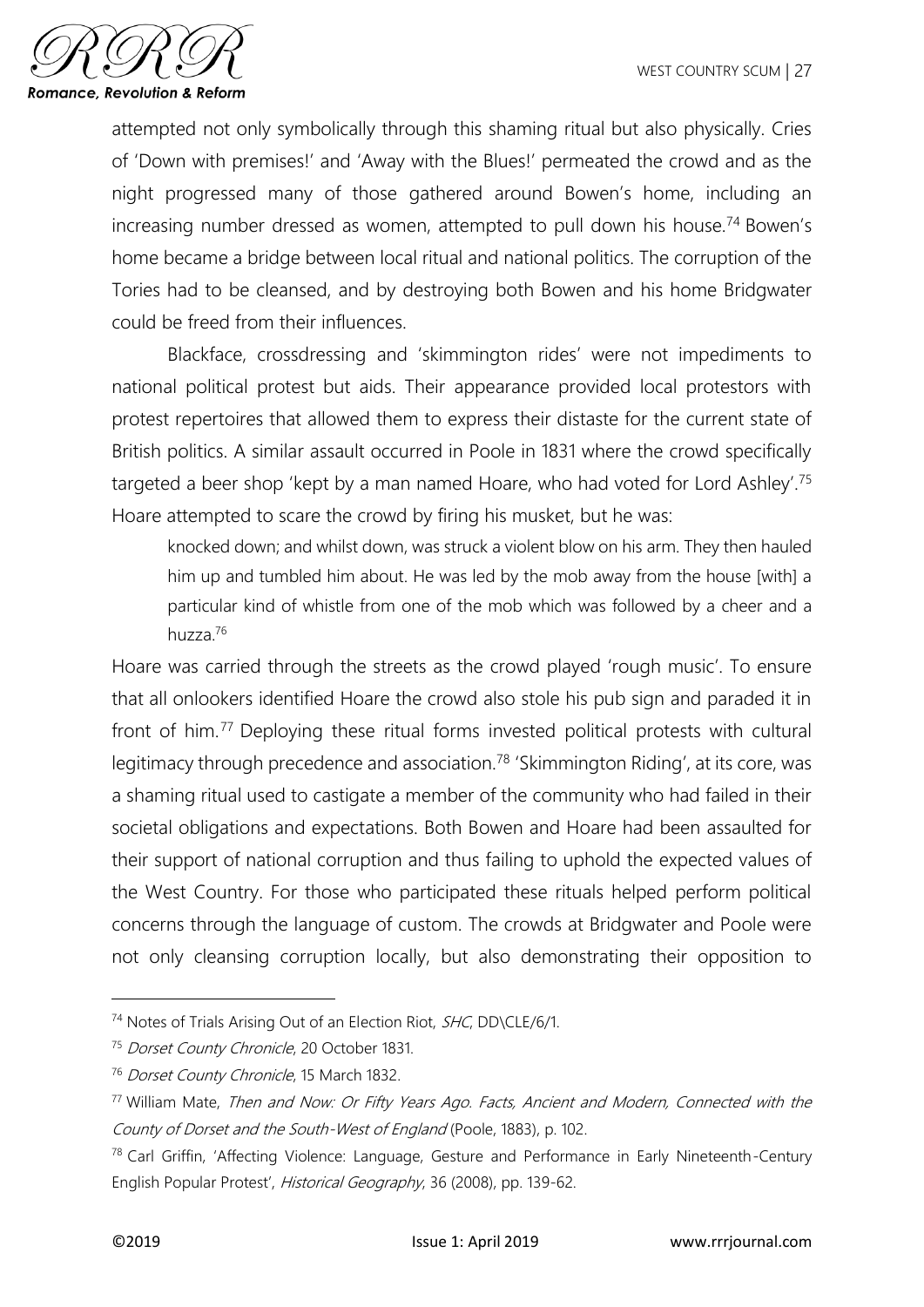attempted not only symbolically through this shaming ritual but also physically. Cries of 'Down with premises!' and 'Away with the Blues!' permeated the crowd and as the night progressed many of those gathered around Bowen's home, including an increasing number dressed as women, attempted to pull down his house.[74] Bowen's home became a bridge between local ritual and national politics. The corruption of the Tories had to be cleansed, and by destroying both Bowen and his home Bridgwater could be freed from their influences.

Blackface, crossdressing and 'skimmington rides' were not impediments to national political protest but aids. Their appearance provided local protestors with protest repertoires that allowed them to express their distaste for the current state of British politics. A similar assault occurred in Poole in 1831 where the crowd specifically targeted a beer shop 'kept by a man named Hoare, who had voted for Lord Ashley'.[75] Hoare attempted to scare the crowd by firing his musket, but he was:

> knocked down; and whilst down, was struck a violent blow on his arm. They then hauled him up and tumbled him about. He was led by the mob away from the house [with] a particular kind of whistle from one of the mob which was followed by a cheer and a huzza.[76]

Hoare was carried through the streets as the crowd played 'rough music'. To ensure that all onlookers identified Hoare the crowd also stole his pub sign and paraded it in front of him.[77] Deploying these ritual forms invested political protests with cultural legitimacy through precedence and association.[78] 'Skimmington Riding', at its core, was a shaming ritual used to castigate a member of the community who had failed in their societal obligations and expectations. Both Bowen and Hoare had been assaulted for their support of national corruption and thus failing to uphold the expected values of the West Country. For those who participated these rituals helped perform political concerns through the language of custom. The crowds at Bridgwater and Poole were not only cleansing corruption locally, but also demonstrating their opposition to

---

[74] Notes of Trials Arising Out of an Election Riot, *SHC*, DD\CLE/6/1.

[75] *Dorset County Chronicle*, 20 October 1831.

[76] *Dorset County Chronicle*, 15 March 1832.

[77] William Mate, *Then and Now: Or Fifty Years Ago. Facts, Ancient and Modern, Connected with the County of Dorset and the South-West of England* (Poole, 1883), p. 102.

[78] Carl Griffin, 'Affecting Violence: Language, Gesture and Performance in Early Nineteenth-Century English Popular Protest', *Historical Geography*, 36 (2008), pp. 139-62.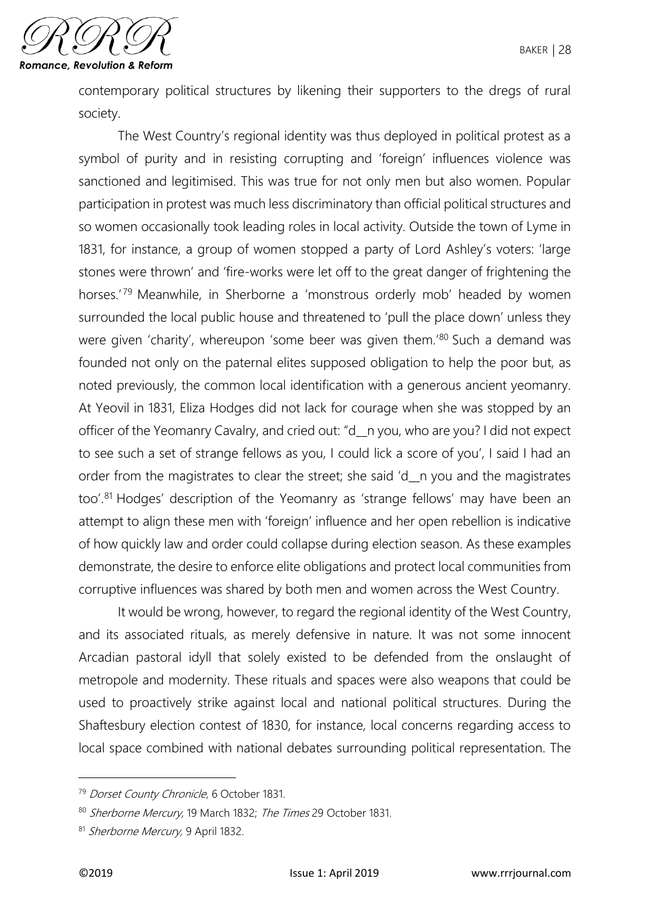contemporary political structures by likening their supporters to the dregs of rural society.

The West Country's regional identity was thus deployed in political protest as a symbol of purity and in resisting corrupting and 'foreign' influences violence was sanctioned and legitimised. This was true for not only men but also women. Popular participation in protest was much less discriminatory than official political structures and so women occasionally took leading roles in local activity. Outside the town of Lyme in 1831, for instance, a group of women stopped a party of Lord Ashley's voters: 'large stones were thrown' and 'fire-works were let off to the great danger of frightening the horses.'[79] Meanwhile, in Sherborne a 'monstrous orderly mob' headed by women surrounded the local public house and threatened to 'pull the place down' unless they were given 'charity', whereupon 'some beer was given them.'[80] Such a demand was founded not only on the paternal elites supposed obligation to help the poor but, as noted previously, the common local identification with a generous ancient yeomanry. At Yeovil in 1831, Eliza Hodges did not lack for courage when she was stopped by an officer of the Yeomanry Cavalry, and cried out: "d__n you, who are you? I did not expect to see such a set of strange fellows as you, I could lick a score of you', I said I had an order from the magistrates to clear the street; she said 'd__n you and the magistrates too'.[81] Hodges' description of the Yeomanry as 'strange fellows' may have been an attempt to align these men with 'foreign' influence and her open rebellion is indicative of how quickly law and order could collapse during election season. As these examples demonstrate, the desire to enforce elite obligations and protect local communities from corruptive influences was shared by both men and women across the West Country.

It would be wrong, however, to regard the regional identity of the West Country, and its associated rituals, as merely defensive in nature. It was not some innocent Arcadian pastoral idyll that solely existed to be defended from the onslaught of metropole and modernity. These rituals and spaces were also weapons that could be used to proactively strike against local and national political structures. During the Shaftesbury election contest of 1830, for instance, local concerns regarding access to local space combined with national debates surrounding political representation. The

---

[79] *Dorset County Chronicle*, 6 October 1831.

[80] *Sherborne Mercury,* 19 March 1832; *The Times* 29 October 1831.

[81] *Sherborne Mercury,* 9 April 1832.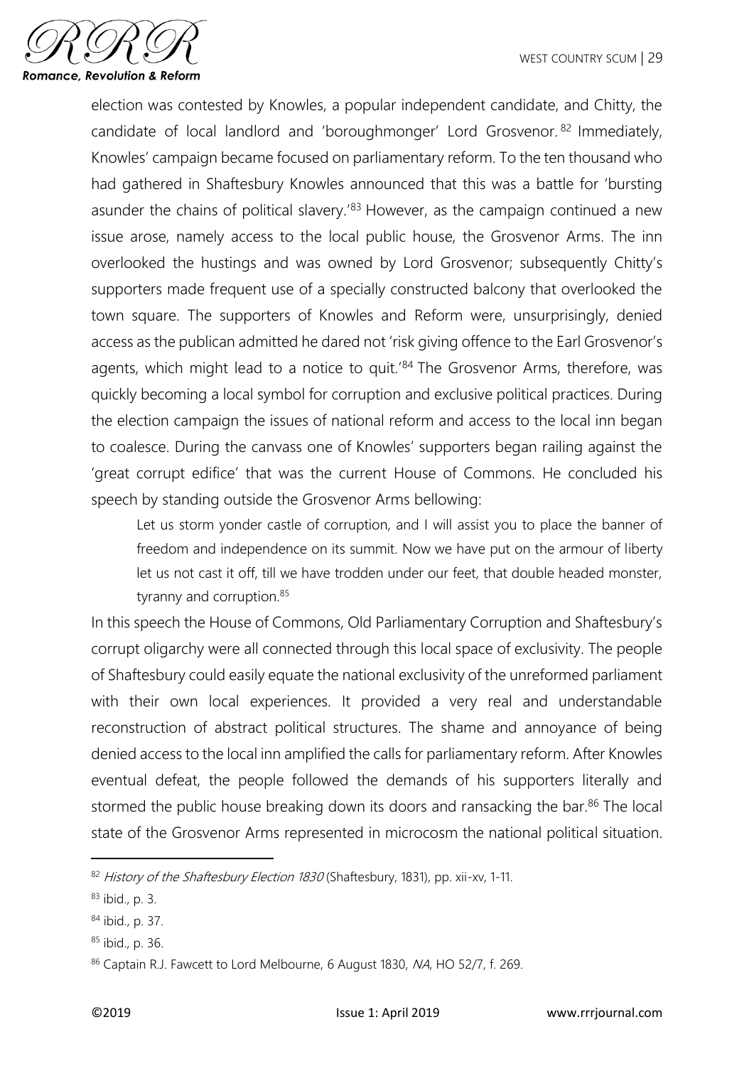election was contested by Knowles, a popular independent candidate, and Chitty, the candidate of local landlord and 'boroughmonger' Lord Grosvenor.[82] Immediately, Knowles' campaign became focused on parliamentary reform. To the ten thousand who had gathered in Shaftesbury Knowles announced that this was a battle for 'bursting asunder the chains of political slavery.'[83] However, as the campaign continued a new issue arose, namely access to the local public house, the Grosvenor Arms. The inn overlooked the hustings and was owned by Lord Grosvenor; subsequently Chitty's supporters made frequent use of a specially constructed balcony that overlooked the town square. The supporters of Knowles and Reform were, unsurprisingly, denied access as the publican admitted he dared not 'risk giving offence to the Earl Grosvenor's agents, which might lead to a notice to quit.'[84] The Grosvenor Arms, therefore, was quickly becoming a local symbol for corruption and exclusive political practices. During the election campaign the issues of national reform and access to the local inn began to coalesce. During the canvass one of Knowles' supporters began railing against the 'great corrupt edifice' that was the current House of Commons. He concluded his speech by standing outside the Grosvenor Arms bellowing:

> Let us storm yonder castle of corruption, and I will assist you to place the banner of freedom and independence on its summit. Now we have put on the armour of liberty let us not cast it off, till we have trodden under our feet, that double headed monster, tyranny and corruption.[85]

In this speech the House of Commons, Old Parliamentary Corruption and Shaftesbury's corrupt oligarchy were all connected through this local space of exclusivity. The people of Shaftesbury could easily equate the national exclusivity of the unreformed parliament with their own local experiences. It provided a very real and understandable reconstruction of abstract political structures. The shame and annoyance of being denied access to the local inn amplified the calls for parliamentary reform. After Knowles eventual defeat, the people followed the demands of his supporters literally and stormed the public house breaking down its doors and ransacking the bar.[86] The local state of the Grosvenor Arms represented in microcosm the national political situation.

---

[82] *History of the Shaftesbury Election 1830* (Shaftesbury, 1831), pp. xii-xv, 1-11.

[83] ibid., p. 3.

[84] ibid., p. 37.

[85] ibid., p. 36.

[86] Captain R.J. Fawcett to Lord Melbourne, 6 August 1830, *NA*, HO 52/7, f. 269.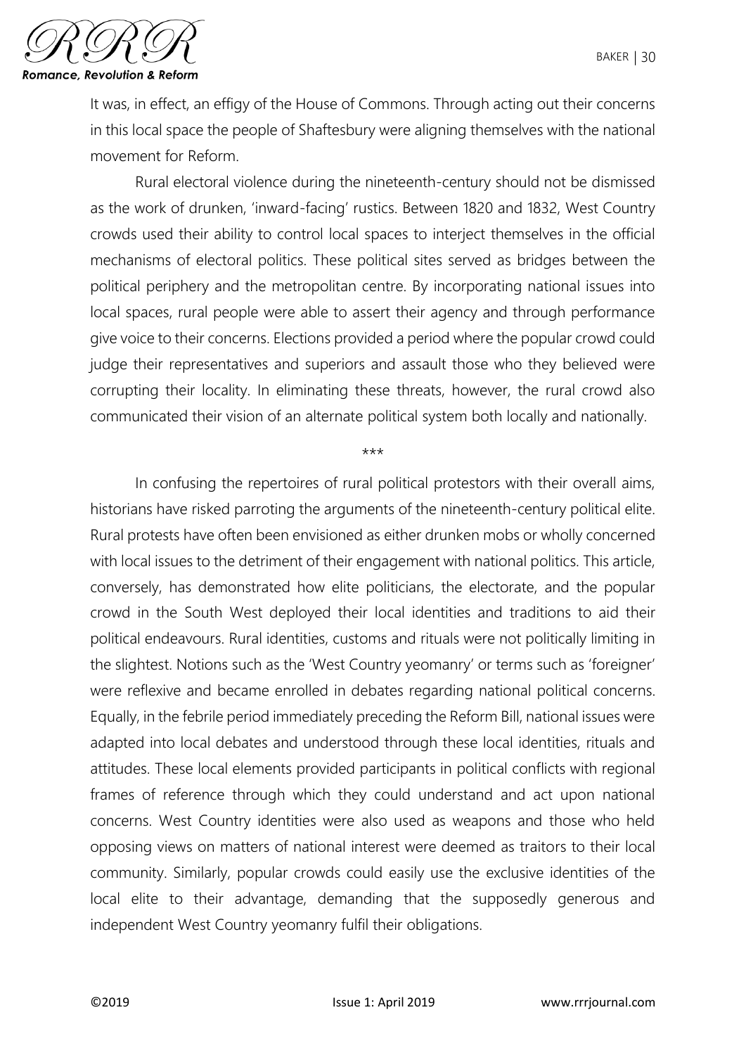It was, in effect, an effigy of the House of Commons. Through acting out their concerns in this local space the people of Shaftesbury were aligning themselves with the national movement for Reform.

Rural electoral violence during the nineteenth-century should not be dismissed as the work of drunken, 'inward-facing' rustics. Between 1820 and 1832, West Country crowds used their ability to control local spaces to interject themselves in the official mechanisms of electoral politics. These political sites served as bridges between the political periphery and the metropolitan centre. By incorporating national issues into local spaces, rural people were able to assert their agency and through performance give voice to their concerns. Elections provided a period where the popular crowd could judge their representatives and superiors and assault those who they believed were corrupting their locality. In eliminating these threats, however, the rural crowd also communicated their vision of an alternate political system both locally and nationally.

\*\*\*

In confusing the repertoires of rural political protestors with their overall aims, historians have risked parroting the arguments of the nineteenth-century political elite. Rural protests have often been envisioned as either drunken mobs or wholly concerned with local issues to the detriment of their engagement with national politics. This article, conversely, has demonstrated how elite politicians, the electorate, and the popular crowd in the South West deployed their local identities and traditions to aid their political endeavours. Rural identities, customs and rituals were not politically limiting in the slightest. Notions such as the 'West Country yeomanry' or terms such as 'foreigner' were reflexive and became enrolled in debates regarding national political concerns. Equally, in the febrile period immediately preceding the Reform Bill, national issues were adapted into local debates and understood through these local identities, rituals and attitudes. These local elements provided participants in political conflicts with regional frames of reference through which they could understand and act upon national concerns. West Country identities were also used as weapons and those who held opposing views on matters of national interest were deemed as traitors to their local community. Similarly, popular crowds could easily use the exclusive identities of the local elite to their advantage, demanding that the supposedly generous and independent West Country yeomanry fulfil their obligations.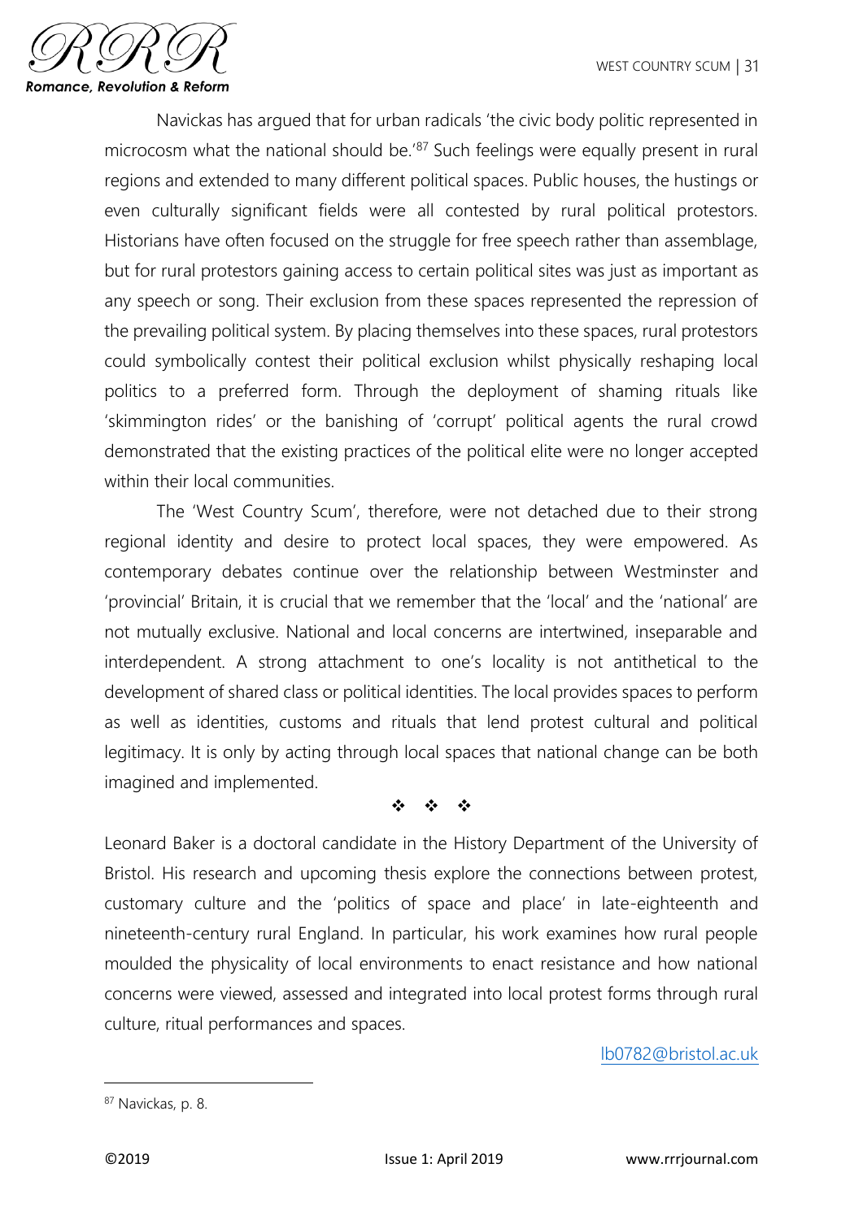Navickas has argued that for urban radicals 'the civic body politic represented in microcosm what the national should be.'[87] Such feelings were equally present in rural regions and extended to many different political spaces. Public houses, the hustings or even culturally significant fields were all contested by rural political protestors. Historians have often focused on the struggle for free speech rather than assemblage, but for rural protestors gaining access to certain political sites was just as important as any speech or song. Their exclusion from these spaces represented the repression of the prevailing political system. By placing themselves into these spaces, rural protestors could symbolically contest their political exclusion whilst physically reshaping local politics to a preferred form. Through the deployment of shaming rituals like 'skimmington rides' or the banishing of 'corrupt' political agents the rural crowd demonstrated that the existing practices of the political elite were no longer accepted within their local communities.

The 'West Country Scum', therefore, were not detached due to their strong regional identity and desire to protect local spaces, they were empowered. As contemporary debates continue over the relationship between Westminster and 'provincial' Britain, it is crucial that we remember that the 'local' and the 'national' are not mutually exclusive. National and local concerns are intertwined, inseparable and interdependent. A strong attachment to one's locality is not antithetical to the development of shared class or political identities. The local provides spaces to perform as well as identities, customs and rituals that lend protest cultural and political legitimacy. It is only by acting through local spaces that national change can be both imagined and implemented.

❖ ❖ ❖

Leonard Baker is a doctoral candidate in the History Department of the University of Bristol. His research and upcoming thesis explore the connections between protest, customary culture and the 'politics of space and place' in late-eighteenth and nineteenth-century rural England. In particular, his work examines how rural people moulded the physicality of local environments to enact resistance and how national concerns were viewed, assessed and integrated into local protest forms through rural culture, ritual performances and spaces.

lb0782@bristol.ac.uk

[87] Navickas, p. 8.